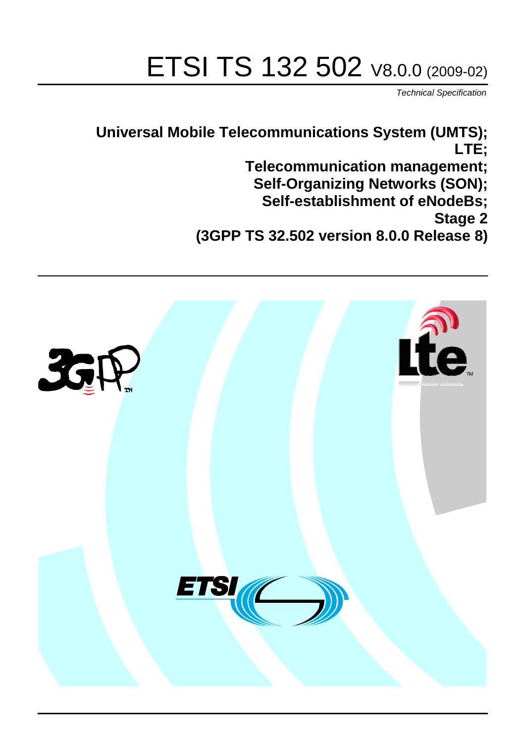# ETSI TS 132 502 V8.0.0 (2009-02)

*Technical Specification*

**Universal Mobile Telecommunications System (UMTS); LTE; Telecommunication management; Self-Organizing Networks (SON); Self-establishment of eNodeBs; Stage 2 (3GPP TS 32.502 version 8.0.0 Release 8)**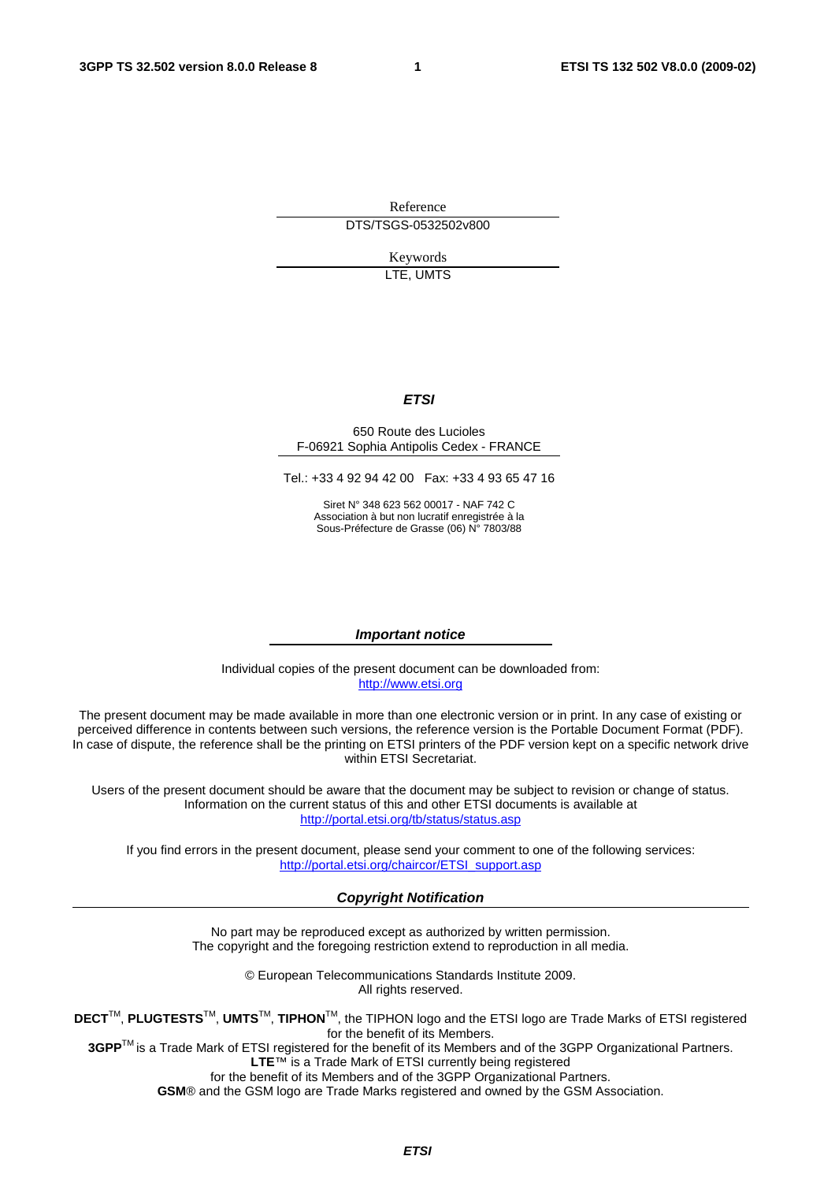Reference

DTS/TSGS-0532502v800

Keywords

LTE, UMTS

***ETSI***

650 Route des Lucioles
F-06921 Sophia Antipolis Cedex - FRANCE

Tel.: +33 4 92 94 42 00 Fax: +33 4 93 65 47 16

Siret N° 348 623 562 00017 - NAF 742 C
Association à but non lucratif enregistrée à la
Sous-Préfecture de Grasse (06) N° 7803/88

***Important notice***

Individual copies of the present document can be downloaded from:
http://www.etsi.org

The present document may be made available in more than one electronic version or in print. In any case of existing or perceived difference in contents between such versions, the reference version is the Portable Document Format (PDF). In case of dispute, the reference shall be the printing on ETSI printers of the PDF version kept on a specific network drive within ETSI Secretariat.

Users of the present document should be aware that the document may be subject to revision or change of status. Information on the current status of this and other ETSI documents is available at
http://portal.etsi.org/tb/status/status.asp

If you find errors in the present document, please send your comment to one of the following services:
http://portal.etsi.org/chaircor/ETSI_support.asp

***Copyright Notification***

No part may be reproduced except as authorized by written permission.
The copyright and the foregoing restriction extend to reproduction in all media.

© European Telecommunications Standards Institute 2009.
All rights reserved.

**DECT**™, **PLUGTESTS**™, **UMTS**™, **TIPHON**™, the TIPHON logo and the ETSI logo are Trade Marks of ETSI registered for the benefit of its Members.
**3GPP**™ is a Trade Mark of ETSI registered for the benefit of its Members and of the 3GPP Organizational Partners.
**LTE**™ is a Trade Mark of ETSI currently being registered
for the benefit of its Members and of the 3GPP Organizational Partners.
**GSM**® and the GSM logo are Trade Marks registered and owned by the GSM Association.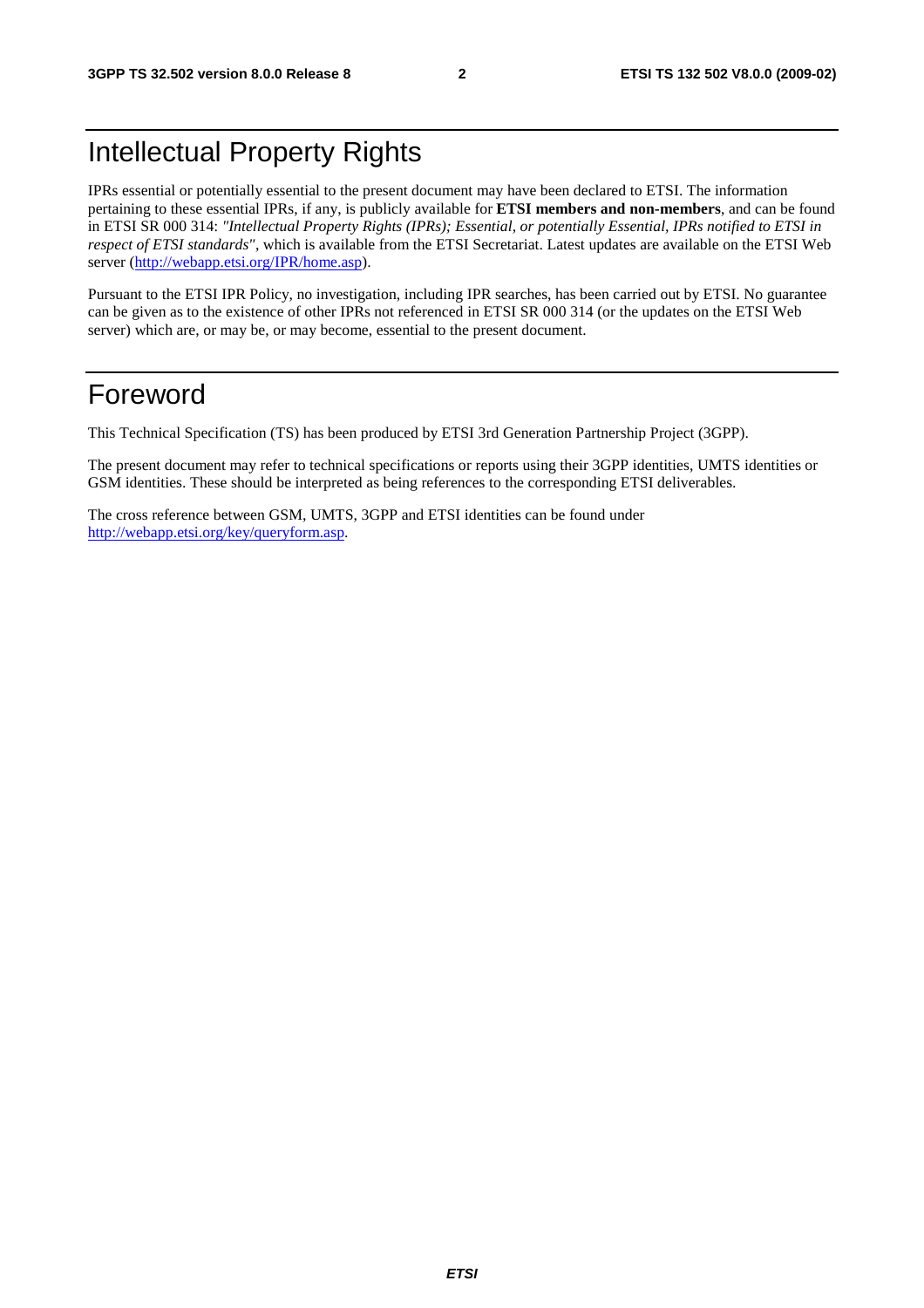# Intellectual Property Rights

IPRs essential or potentially essential to the present document may have been declared to ETSI. The information pertaining to these essential IPRs, if any, is publicly available for **ETSI members and non-members**, and can be found in ETSI SR 000 314: *"Intellectual Property Rights (IPRs); Essential, or potentially Essential, IPRs notified to ETSI in respect of ETSI standards"*, which is available from the ETSI Secretariat. Latest updates are available on the ETSI Web server (http://webapp.etsi.org/IPR/home.asp).

Pursuant to the ETSI IPR Policy, no investigation, including IPR searches, has been carried out by ETSI. No guarantee can be given as to the existence of other IPRs not referenced in ETSI SR 000 314 (or the updates on the ETSI Web server) which are, or may be, or may become, essential to the present document.

# Foreword

This Technical Specification (TS) has been produced by ETSI 3rd Generation Partnership Project (3GPP).

The present document may refer to technical specifications or reports using their 3GPP identities, UMTS identities or GSM identities. These should be interpreted as being references to the corresponding ETSI deliverables.

The cross reference between GSM, UMTS, 3GPP and ETSI identities can be found under http://webapp.etsi.org/key/queryform.asp.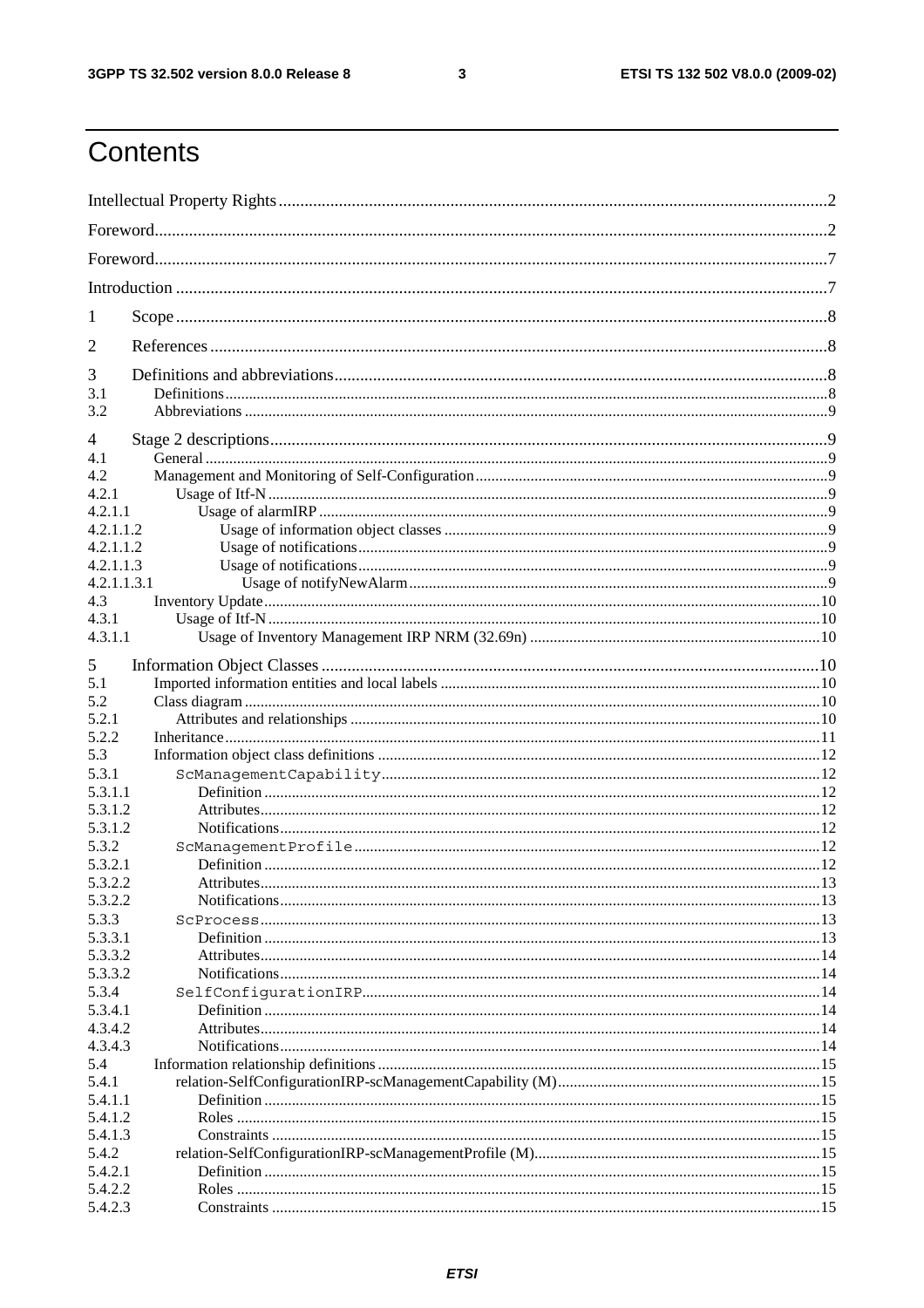# Contents

Intellectual Property Rights ....................................................... 2

Foreword ....................................................... 2

Foreword ....................................................... 7

Introduction ....................................................... 7

1 Scope ....................................................... 8

2 References ....................................................... 8

3 Definitions and abbreviations ....................................................... 8
3.1 Definitions ....................................................... 8
3.2 Abbreviations ....................................................... 9

4 Stage 2 descriptions ....................................................... 9
4.1 General ....................................................... 9
4.2 Management and Monitoring of Self-Configuration ....................................................... 9
4.2.1 Usage of Itf-N ....................................................... 9
4.2.1.1 Usage of alarmIRP ....................................................... 9
4.2.1.1.2 Usage of information object classes ....................................................... 9
4.2.1.1.2 Usage of notifications ....................................................... 9
4.2.1.1.3 Usage of notifications ....................................................... 9
4.2.1.1.3.1 Usage of notifyNewAlarm ....................................................... 9
4.3 Inventory Update ....................................................... 10
4.3.1 Usage of Itf-N ....................................................... 10
4.3.1.1 Usage of Inventory Management IRP NRM (32.69n) ....................................................... 10

5 Information Object Classes ....................................................... 10
5.1 Imported information entities and local labels ....................................................... 10
5.2 Class diagram ....................................................... 10
5.2.1 Attributes and relationships ....................................................... 10
5.2.2 Inheritance ....................................................... 11
5.3 Information object class definitions ....................................................... 12
5.3.1 `ScManagementCapability` ....................................................... 12
5.3.1.1 Definition ....................................................... 12
5.3.1.2 Attributes ....................................................... 12
5.3.1.2 Notifications ....................................................... 12
5.3.2 `ScManagementProfile` ....................................................... 12
5.3.2.1 Definition ....................................................... 12
5.3.2.2 Attributes ....................................................... 13
5.3.2.2 Notifications ....................................................... 13
5.3.3 `ScProcess` ....................................................... 13
5.3.3.1 Definition ....................................................... 13
5.3.3.2 Attributes ....................................................... 14
5.3.3.2 Notifications ....................................................... 14
5.3.4 `SelfConfigurationIRP` ....................................................... 14
5.3.4.1 Definition ....................................................... 14
4.3.4.2 Attributes ....................................................... 14
4.3.4.3 Notifications ....................................................... 14
5.4 Information relationship definitions ....................................................... 15
5.4.1 relation-SelfConfigurationIRP-scManagementCapability (M) ....................................................... 15
5.4.1.1 Definition ....................................................... 15
5.4.1.2 Roles ....................................................... 15
5.4.1.3 Constraints ....................................................... 15
5.4.2 relation-SelfConfigurationIRP-scManagementProfile (M) ....................................................... 15
5.4.2.1 Definition ....................................................... 15
5.4.2.2 Roles ....................................................... 15
5.4.2.3 Constraints ....................................................... 15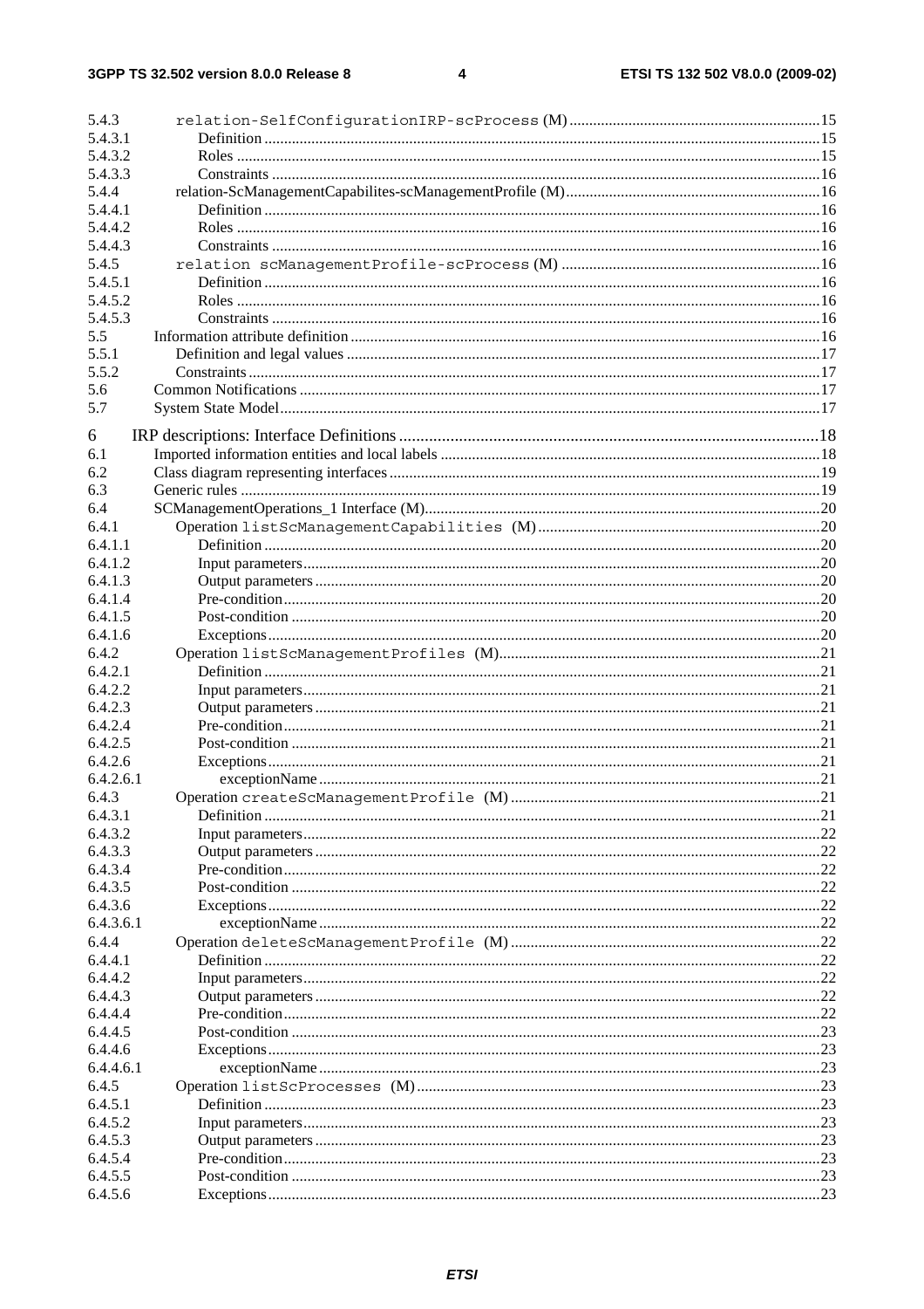5.4.3 relation-SelfConfigurationIRP-scProcess (M) ....15
5.4.3.1 Definition ....15
5.4.3.2 Roles ....15
5.4.3.3 Constraints ....16
5.4.4 relation-ScManagementCapabilites-scManagementProfile (M) ....16
5.4.4.1 Definition ....16
5.4.4.2 Roles ....16
5.4.4.3 Constraints ....16
5.4.5 relation scManagementProfile-scProcess (M) ....16
5.4.5.1 Definition ....16
5.4.5.2 Roles ....16
5.4.5.3 Constraints ....16
5.5 Information attribute definition ....16
5.5.1 Definition and legal values ....17
5.5.2 Constraints ....17
5.6 Common Notifications ....17
5.7 System State Model ....17

6 IRP descriptions: Interface Definitions ....18
6.1 Imported information entities and local labels ....18
6.2 Class diagram representing interfaces ....19
6.3 Generic rules ....19
6.4 SCManagementOperations_1 Interface (M) ....20
6.4.1 Operation listScManagementCapabilities (M) ....20
6.4.1.1 Definition ....20
6.4.1.2 Input parameters ....20
6.4.1.3 Output parameters ....20
6.4.1.4 Pre-condition ....20
6.4.1.5 Post-condition ....20
6.4.1.6 Exceptions ....20
6.4.2 Operation listScManagementProfiles (M) ....21
6.4.2.1 Definition ....21
6.4.2.2 Input parameters ....21
6.4.2.3 Output parameters ....21
6.4.2.4 Pre-condition ....21
6.4.2.5 Post-condition ....21
6.4.2.6 Exceptions ....21
6.4.2.6.1 exceptionName ....21
6.4.3 Operation createScManagementProfile (M) ....21
6.4.3.1 Definition ....21
6.4.3.2 Input parameters ....22
6.4.3.3 Output parameters ....22
6.4.3.4 Pre-condition ....22
6.4.3.5 Post-condition ....22
6.4.3.6 Exceptions ....22
6.4.3.6.1 exceptionName ....22
6.4.4 Operation deleteScManagementProfile (M) ....22
6.4.4.1 Definition ....22
6.4.4.2 Input parameters ....22
6.4.4.3 Output parameters ....22
6.4.4.4 Pre-condition ....22
6.4.4.5 Post-condition ....23
6.4.4.6 Exceptions ....23
6.4.4.6.1 exceptionName ....23
6.4.5 Operation listScProcesses (M) ....23
6.4.5.1 Definition ....23
6.4.5.2 Input parameters ....23
6.4.5.3 Output parameters ....23
6.4.5.4 Pre-condition ....23
6.4.5.5 Post-condition ....23
6.4.5.6 Exceptions ....23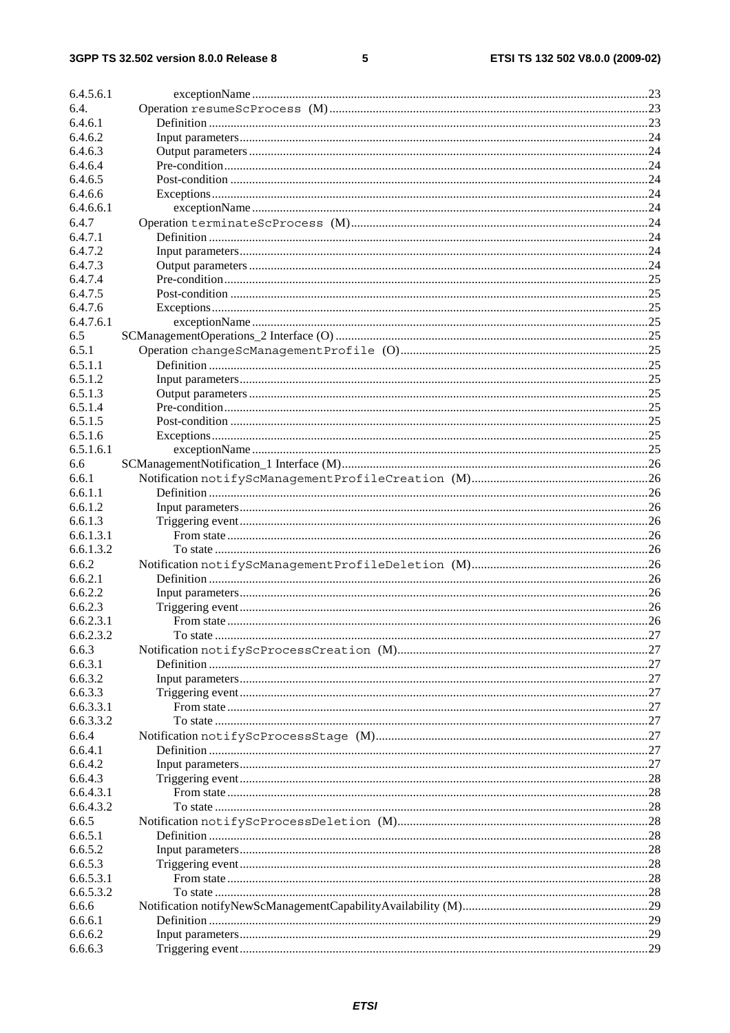6.4.5.6.1 exceptionName ....................................................................................................................23
6.4. Operation `resumeScProcess (M)` ......................................................................................................23
6.4.6.1 Definition ...........................................................................................................................23
6.4.6.2 Input parameters..................................................................................................................24
6.4.6.3 Output parameters ................................................................................................................24
6.4.6.4 Pre-condition........................................................................................................................24
6.4.6.5 Post-condition ......................................................................................................................24
6.4.6.6 Exceptions............................................................................................................................24
6.4.6.6.1 exceptionName ....................................................................................................................24
6.4.7 Operation `terminateScProcess (M)` ...............................................................................................24
6.4.7.1 Definition ...........................................................................................................................24
6.4.7.2 Input parameters..................................................................................................................24
6.4.7.3 Output parameters ................................................................................................................24
6.4.7.4 Pre-condition........................................................................................................................25
6.4.7.5 Post-condition ......................................................................................................................25
6.4.7.6 Exceptions............................................................................................................................25
6.4.7.6.1 exceptionName ....................................................................................................................25
6.5 SCManagementOperations_2 Interface (O) ....................................................................................................25
6.5.1 Operation `changeScManagementProfile (O)` ...............................................................................25
6.5.1.1 Definition ...........................................................................................................................25
6.5.1.2 Input parameters..................................................................................................................25
6.5.1.3 Output parameters ................................................................................................................25
6.5.1.4 Pre-condition........................................................................................................................25
6.5.1.5 Post-condition ......................................................................................................................25
6.5.1.6 Exceptions............................................................................................................................25
6.5.1.6.1 exceptionName ....................................................................................................................25
6.6 SCManagementNotification_1 Interface (M)..................................................................................................26
6.6.1 Notification `notifyScManagementProfileCreation (M)` ..........................................................26
6.6.1.1 Definition ...........................................................................................................................26
6.6.1.2 Input parameters..................................................................................................................26
6.6.1.3 Triggering event ..................................................................................................................26
6.6.1.3.1 From state ............................................................................................................................26
6.6.1.3.2 To state ................................................................................................................................26
6.6.2 Notification `notifyScManagementProfileDeletion (M)` ..........................................................26
6.6.2.1 Definition ...........................................................................................................................26
6.6.2.2 Input parameters..................................................................................................................26
6.6.2.3 Triggering event ..................................................................................................................26
6.6.2.3.1 From state ............................................................................................................................26
6.6.2.3.2 To state ................................................................................................................................27
6.6.3 Notification `notifyScProcessCreation (M)` ................................................................................27
6.6.3.1 Definition ...........................................................................................................................27
6.6.3.2 Input parameters..................................................................................................................27
6.6.3.3 Triggering event ..................................................................................................................27
6.6.3.3.1 From state ............................................................................................................................27
6.6.3.3.2 To state ................................................................................................................................27
6.6.4 Notification `notifyScProcessStage (M)` .......................................................................................27
6.6.4.1 Definition ...........................................................................................................................27
6.6.4.2 Input parameters..................................................................................................................27
6.6.4.3 Triggering event ..................................................................................................................28
6.6.4.3.1 From state ............................................................................................................................28
6.6.4.3.2 To state ................................................................................................................................28
6.6.5 Notification `notifyScProcessDeletion (M)` ................................................................................28
6.6.5.1 Definition ...........................................................................................................................28
6.6.5.2 Input parameters..................................................................................................................28
6.6.5.3 Triggering event ..................................................................................................................28
6.6.5.3.1 From state ............................................................................................................................28
6.6.5.3.2 To state ................................................................................................................................28
6.6.6 Notification notifyNewScManagementCapabilityAvailability (M)............................................................29
6.6.6.1 Definition ...........................................................................................................................29
6.6.6.2 Input parameters..................................................................................................................29
6.6.6.3 Triggering event ..................................................................................................................29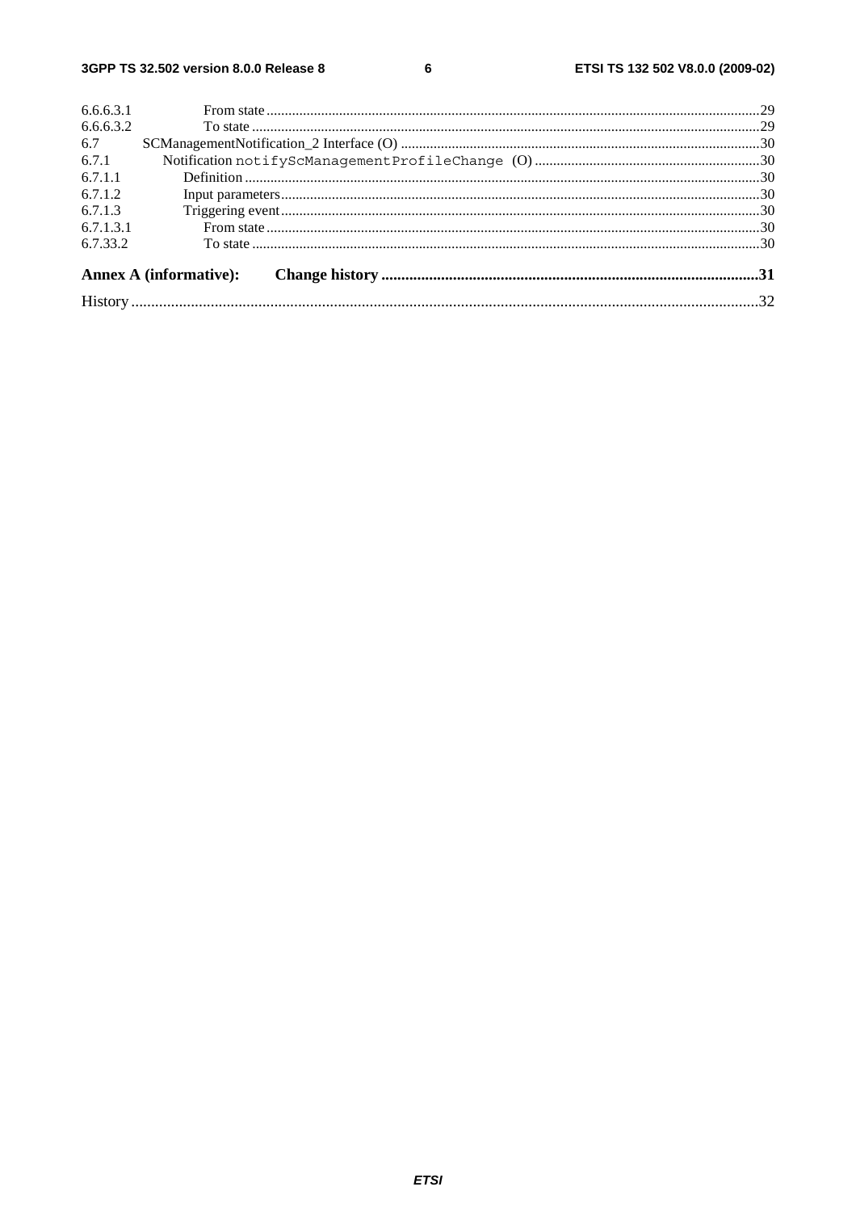6.6.6.3.1 From state ....................................................................................................................................29
6.6.6.3.2 To state ........................................................................................................................................29
6.7 SCManagementNotification_2 Interface (O) ..................................................................................................30
6.7.1 Notification `notifyScManagementProfileChange (O)` .............................................................30
6.7.1.1 Definition ..........................................................................................................................................30
6.7.1.2 Input parameters...............................................................................................................................30
6.7.1.3 Triggering event...............................................................................................................................30
6.7.1.3.1 From state ....................................................................................................................................30
6.7.33.2 To state ........................................................................................................................................30

**Annex A (informative): Change history ...........................................................................................31**

History .........................................................................................................................................................32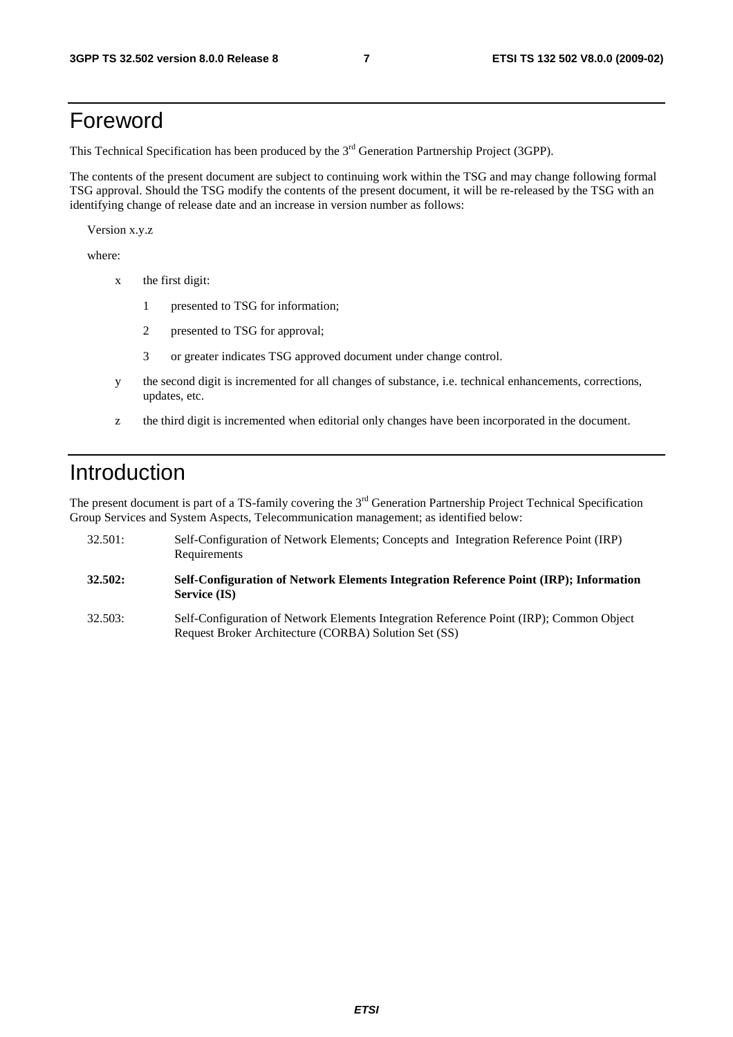# Foreword

This Technical Specification has been produced by the 3rd Generation Partnership Project (3GPP).

The contents of the present document are subject to continuing work within the TSG and may change following formal TSG approval. Should the TSG modify the contents of the present document, it will be re-released by the TSG with an identifying change of release date and an increase in version number as follows:

Version x.y.z

where:

- x the first digit:
  - 1 presented to TSG for information;
  - 2 presented to TSG for approval;
  - 3 or greater indicates TSG approved document under change control.
- y the second digit is incremented for all changes of substance, i.e. technical enhancements, corrections, updates, etc.
- z the third digit is incremented when editorial only changes have been incorporated in the document.

# Introduction

The present document is part of a TS-family covering the 3rd Generation Partnership Project Technical Specification Group Services and System Aspects, Telecommunication management; as identified below:

32.501: Self-Configuration of Network Elements; Concepts and Integration Reference Point (IRP) Requirements

**32.502: Self-Configuration of Network Elements Integration Reference Point (IRP); Information Service (IS)**

32.503: Self-Configuration of Network Elements Integration Reference Point (IRP); Common Object Request Broker Architecture (CORBA) Solution Set (SS)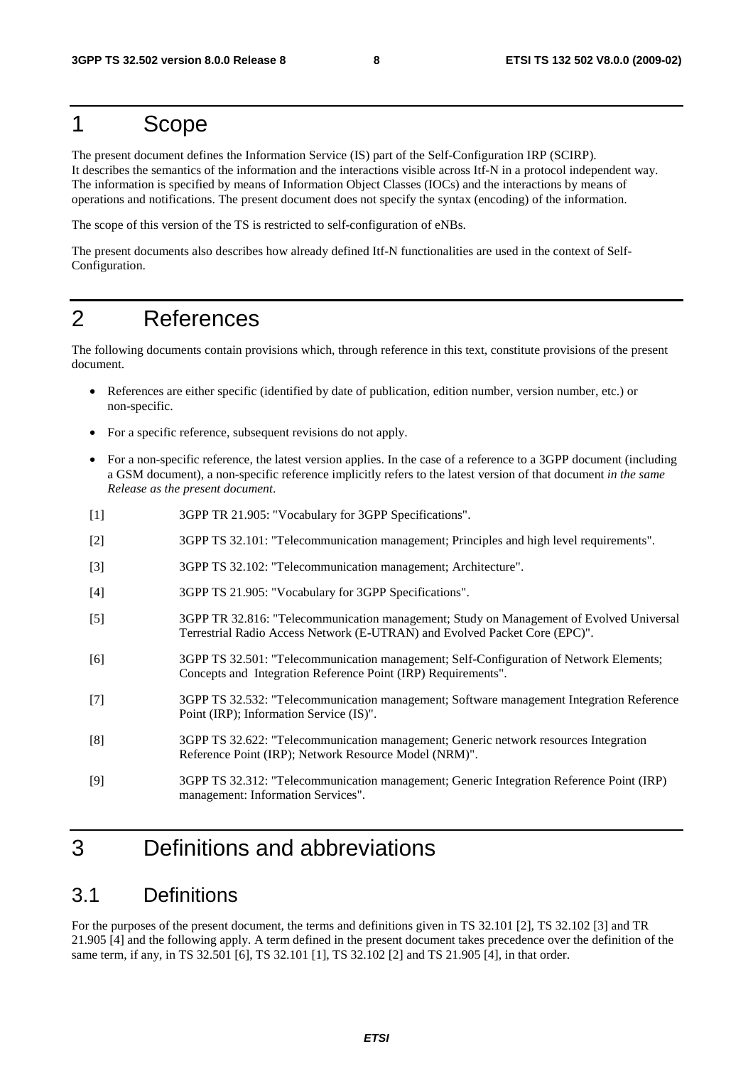# 1 Scope

The present document defines the Information Service (IS) part of the Self-Configuration IRP (SCIRP). It describes the semantics of the information and the interactions visible across Itf-N in a protocol independent way. The information is specified by means of Information Object Classes (IOCs) and the interactions by means of operations and notifications. The present document does not specify the syntax (encoding) of the information.

The scope of this version of the TS is restricted to self-configuration of eNBs.

The present documents also describes how already defined Itf-N functionalities are used in the context of Self-Configuration.

# 2 References

The following documents contain provisions which, through reference in this text, constitute provisions of the present document.

- References are either specific (identified by date of publication, edition number, version number, etc.) or non-specific.
- For a specific reference, subsequent revisions do not apply.
- For a non-specific reference, the latest version applies. In the case of a reference to a 3GPP document (including a GSM document), a non-specific reference implicitly refers to the latest version of that document *in the same Release as the present document*.

[1] 3GPP TR 21.905: "Vocabulary for 3GPP Specifications".

[2] 3GPP TS 32.101: "Telecommunication management; Principles and high level requirements".

[3] 3GPP TS 32.102: "Telecommunication management; Architecture".

[4] 3GPP TS 21.905: "Vocabulary for 3GPP Specifications".

[5] 3GPP TR 32.816: "Telecommunication management; Study on Management of Evolved Universal Terrestrial Radio Access Network (E-UTRAN) and Evolved Packet Core (EPC)".

[6] 3GPP TS 32.501: "Telecommunication management; Self-Configuration of Network Elements; Concepts and Integration Reference Point (IRP) Requirements".

[7] 3GPP TS 32.532: "Telecommunication management; Software management Integration Reference Point (IRP); Information Service (IS)".

[8] 3GPP TS 32.622: "Telecommunication management; Generic network resources Integration Reference Point (IRP); Network Resource Model (NRM)".

[9] 3GPP TS 32.312: "Telecommunication management; Generic Integration Reference Point (IRP) management: Information Services".

# 3 Definitions and abbreviations

## 3.1 Definitions

For the purposes of the present document, the terms and definitions given in TS 32.101 [2], TS 32.102 [3] and TR 21.905 [4] and the following apply. A term defined in the present document takes precedence over the definition of the same term, if any, in TS 32.501 [6], TS 32.101 [1], TS 32.102 [2] and TS 21.905 [4], in that order.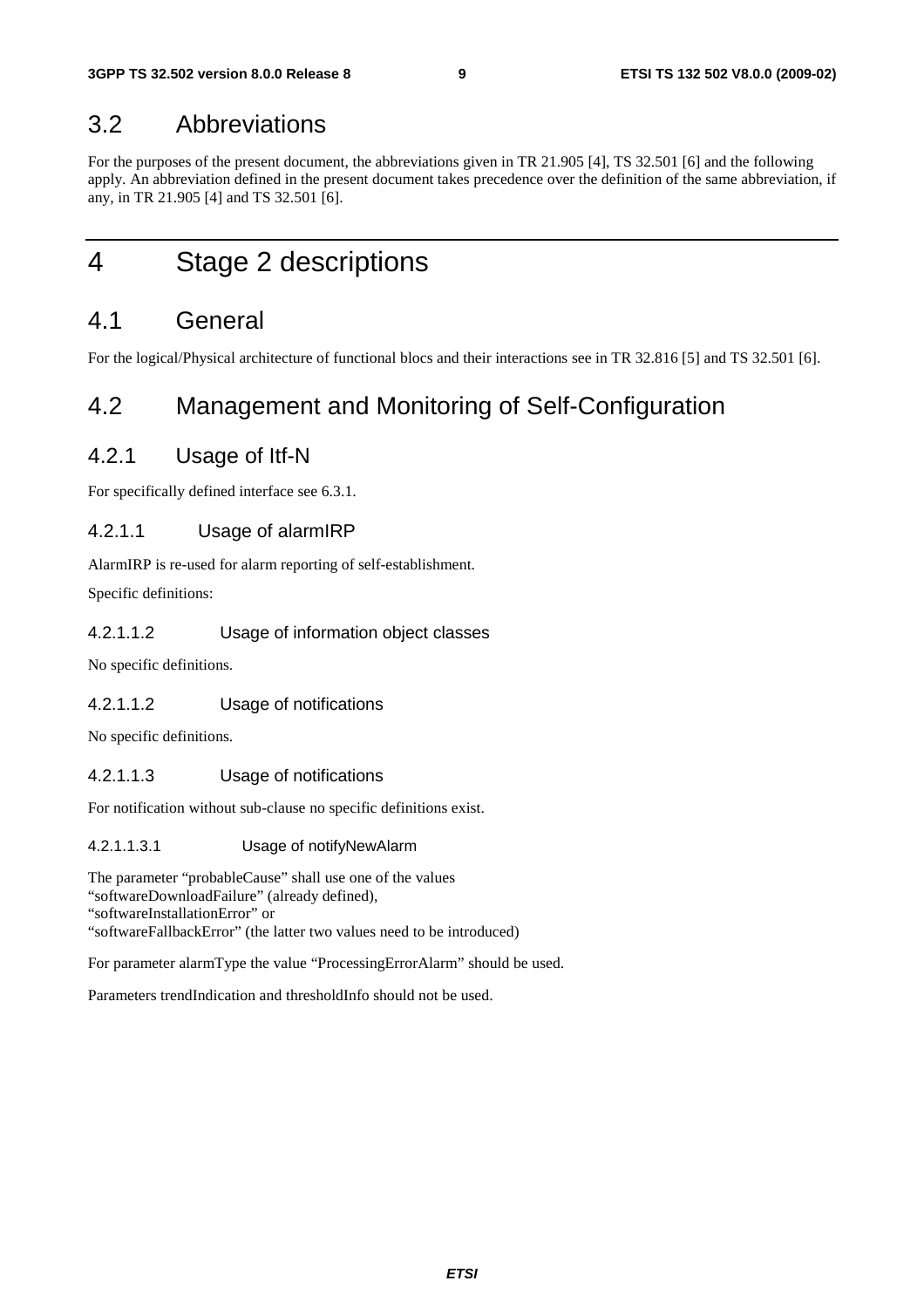## 3.2 Abbreviations

For the purposes of the present document, the abbreviations given in TR 21.905 [4], TS 32.501 [6] and the following apply. An abbreviation defined in the present document takes precedence over the definition of the same abbreviation, if any, in TR 21.905 [4] and TS 32.501 [6].

# 4 Stage 2 descriptions

## 4.1 General

For the logical/Physical architecture of functional blocs and their interactions see in TR 32.816 [5] and TS 32.501 [6].

## 4.2 Management and Monitoring of Self-Configuration

### 4.2.1 Usage of Itf-N

For specifically defined interface see 6.3.1.

#### 4.2.1.1 Usage of alarmIRP

AlarmIRP is re-used for alarm reporting of self-establishment.

Specific definitions:

##### 4.2.1.1.2 Usage of information object classes

No specific definitions.

##### 4.2.1.1.2 Usage of notifications

No specific definitions.

##### 4.2.1.1.3 Usage of notifications

For notification without sub-clause no specific definitions exist.

###### 4.2.1.1.3.1 Usage of notifyNewAlarm

The parameter "probableCause" shall use one of the values
"softwareDownloadFailure" (already defined),
"softwareInstallationError" or
"softwareFallbackError" (the latter two values need to be introduced)

For parameter alarmType the value "ProcessingErrorAlarm" should be used.

Parameters trendIndication and thresholdInfo should not be used.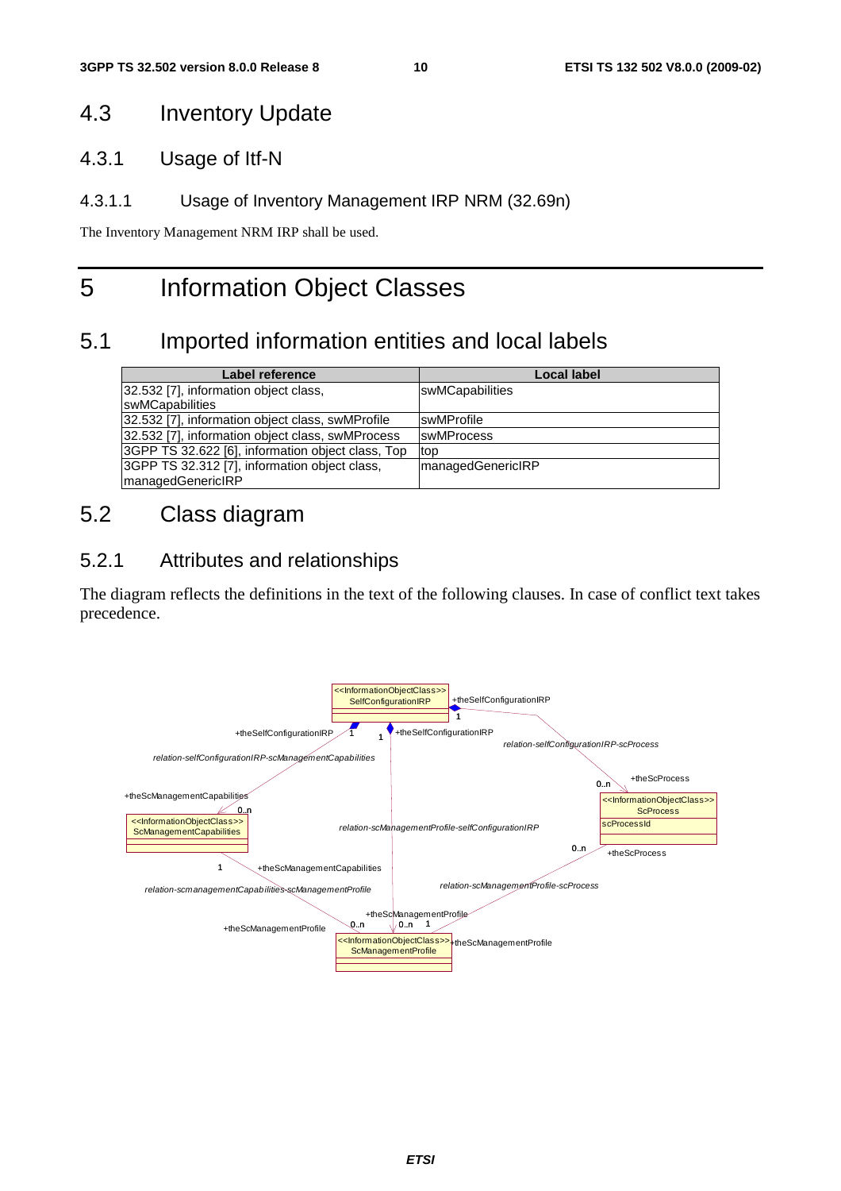## 4.3 Inventory Update

### 4.3.1 Usage of Itf-N

#### 4.3.1.1 Usage of Inventory Management IRP NRM (32.69n)

The Inventory Management NRM IRP shall be used.

# 5 Information Object Classes

## 5.1 Imported information entities and local labels

| Label reference | Local label |
|---|---|
| 32.532 [7], information object class, swMCapabilities | swMCapabilities |
| 32.532 [7], information object class, swMProfile | swMProfile |
| 32.532 [7], information object class, swMProcess | swMProcess |
| 3GPP TS 32.622 [6], information object class, Top | top |
| 3GPP TS 32.312 [7], information object class, managedGenericIRP | managedGenericIRP |

## 5.2 Class diagram

### 5.2.1 Attributes and relationships

The diagram reflects the definitions in the text of the following clauses. In case of conflict text takes precedence.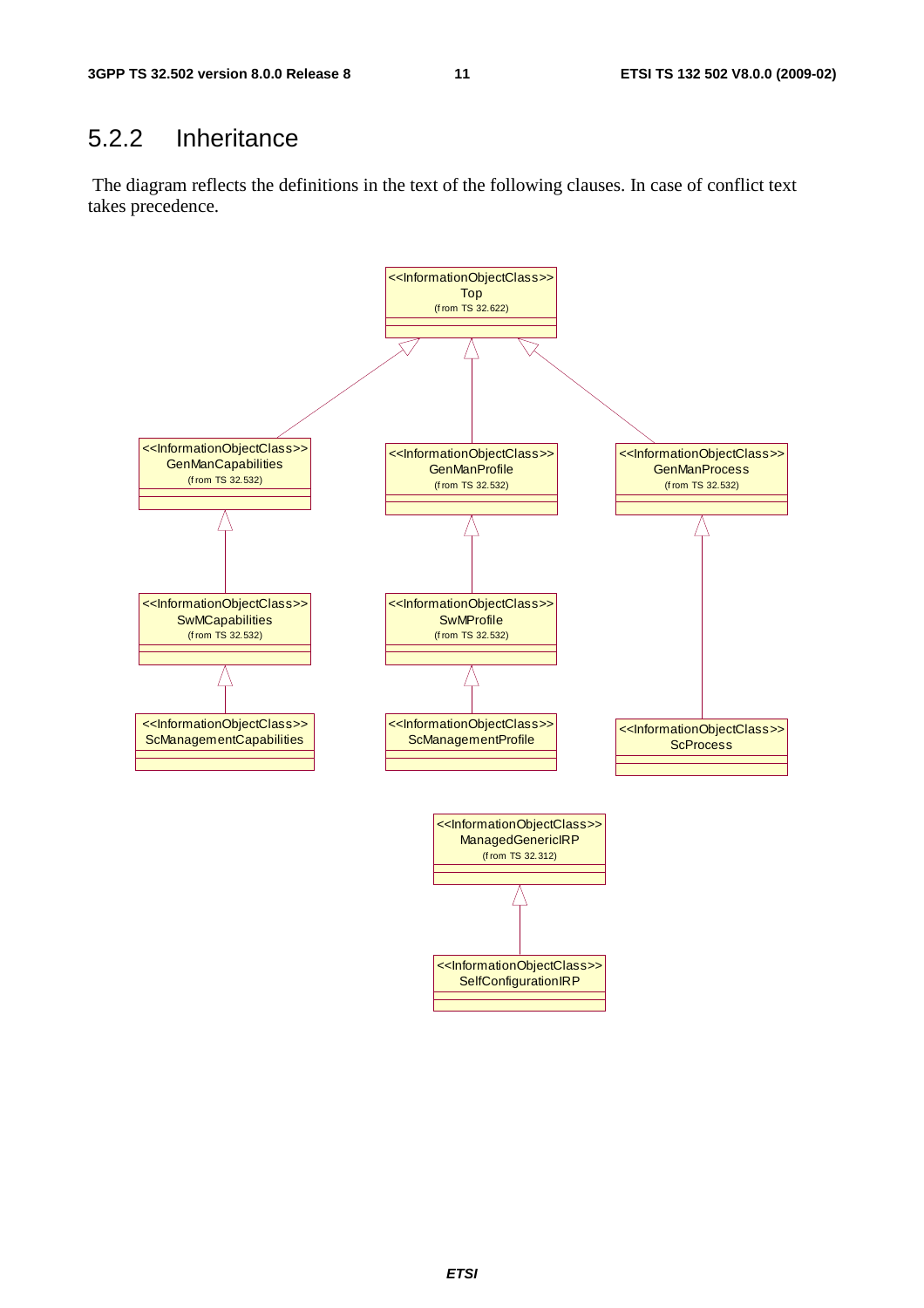## 5.2.2 Inheritance

The diagram reflects the definitions in the text of the following clauses. In case of conflict text takes precedence.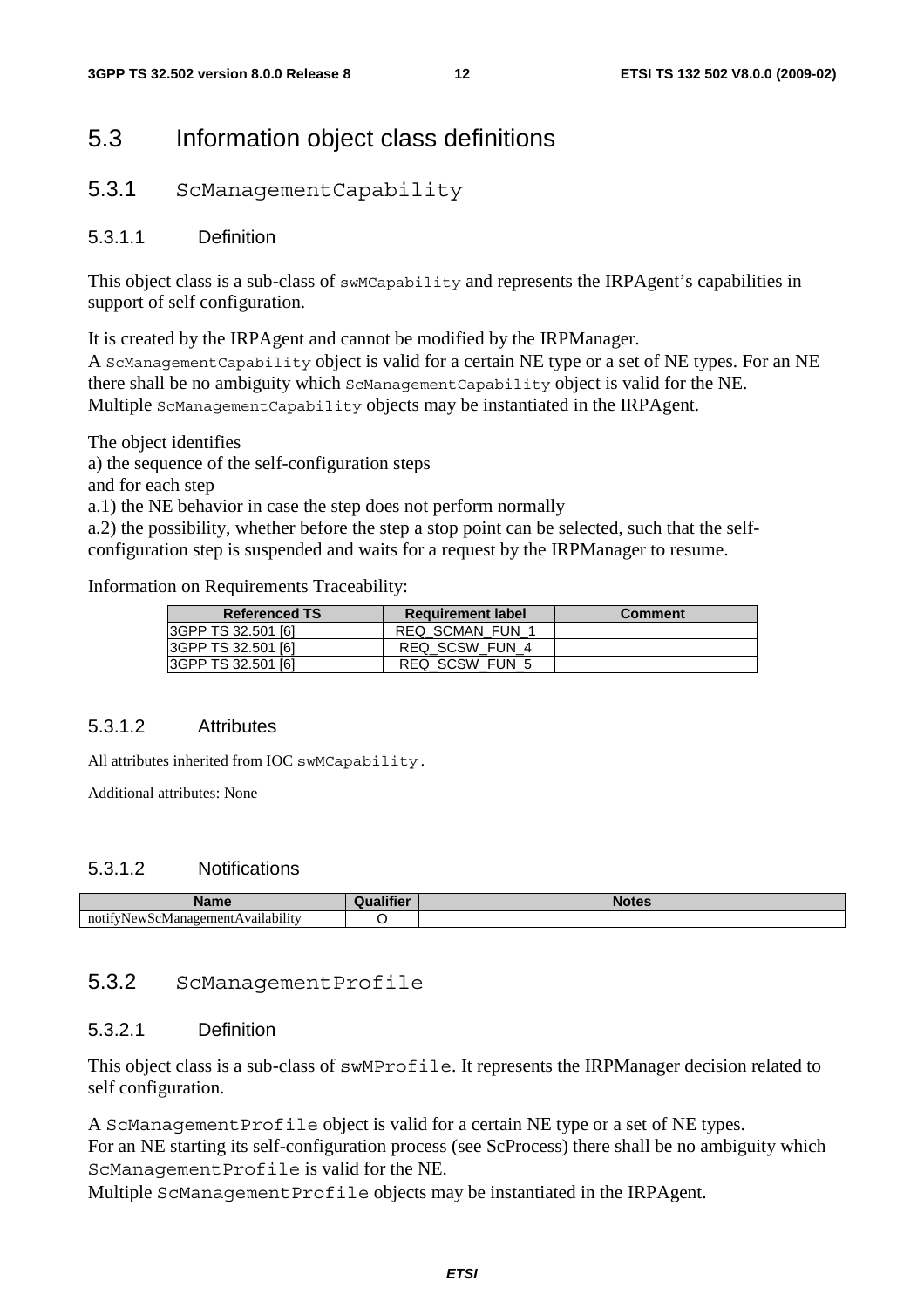## 5.3 Information object class definitions

### 5.3.1 ScManagementCapability

#### 5.3.1.1 Definition

This object class is a sub-class of `swMCapability` and represents the IRPAgent's capabilities in support of self configuration.

It is created by the IRPAgent and cannot be modified by the IRPManager.
A `ScManagementCapability` object is valid for a certain NE type or a set of NE types. For an NE there shall be no ambiguity which `ScManagementCapability` object is valid for the NE.
Multiple `ScManagementCapability` objects may be instantiated in the IRPAgent.

The object identifies
a) the sequence of the self-configuration steps
and for each step
a.1) the NE behavior in case the step does not perform normally
a.2) the possibility, whether before the step a stop point can be selected, such that the self-configuration step is suspended and waits for a request by the IRPManager to resume.

Information on Requirements Traceability:

| Referenced TS | Requirement label | Comment |
|---|---|---|
| 3GPP TS 32.501 [6] | REQ_SCMAN_FUN_1 | |
| 3GPP TS 32.501 [6] | REQ_SCSW_FUN_4 | |
| 3GPP TS 32.501 [6] | REQ_SCSW_FUN_5 | |

#### 5.3.1.2 Attributes

All attributes inherited from IOC `swMCapability`.

Additional attributes: None

#### 5.3.1.2 Notifications

| Name | Qualifier | Notes |
|---|---|---|
| notifyNewScManagementAvailability | O | |

### 5.3.2 ScManagementProfile

#### 5.3.2.1 Definition

This object class is a sub-class of `swMProfile`. It represents the IRPManager decision related to self configuration.

A `ScManagementProfile` object is valid for a certain NE type or a set of NE types.
For an NE starting its self-configuration process (see ScProcess) there shall be no ambiguity which `ScManagementProfile` is valid for the NE.
Multiple `ScManagementProfile` objects may be instantiated in the IRPAgent.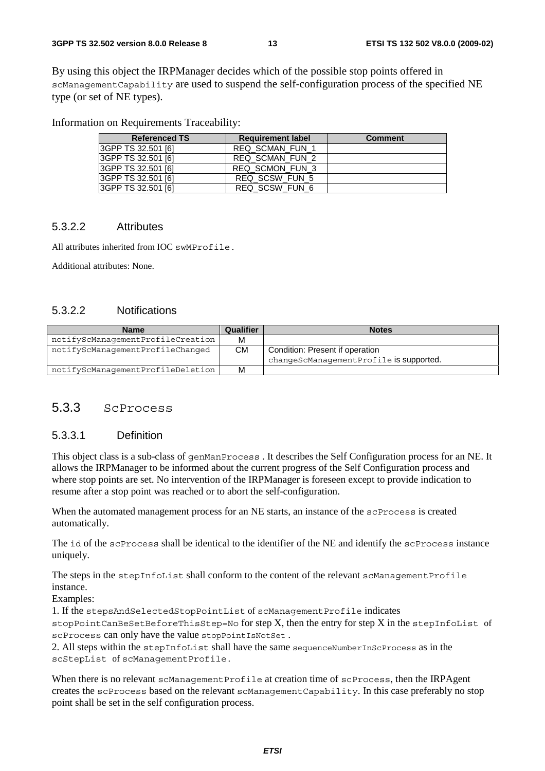By using this object the IRPManager decides which of the possible stop points offered in `scManagementCapability` are used to suspend the self-configuration process of the specified NE type (or set of NE types).

Information on Requirements Traceability:

| Referenced TS | Requirement label | Comment |
|---|---|---|
| 3GPP TS 32.501 [6] | REQ_SCMAN_FUN_1 | |
| 3GPP TS 32.501 [6] | REQ_SCMAN_FUN_2 | |
| 3GPP TS 32.501 [6] | REQ_SCMON_FUN_3 | |
| 3GPP TS 32.501 [6] | REQ_SCSW_FUN_5 | |
| 3GPP TS 32.501 [6] | REQ_SCSW_FUN_6 | |

#### 5.3.2.2 Attributes

All attributes inherited from IOC `swMProfile`.

Additional attributes: None.

#### 5.3.2.2 Notifications

| Name | Qualifier | Notes |
|---|---|---|
| notifyScManagementProfileCreation | M | |
| notifyScManagementProfileChanged | CM | Condition: Present if operation `changeScManagementProfile` is supported. |
| notifyScManagementProfileDeletion | M | |

### 5.3.3 ScProcess

#### 5.3.3.1 Definition

This object class is a sub-class of `genManProcess`. It describes the Self Configuration process for an NE. It allows the IRPManager to be informed about the current progress of the Self Configuration process and where stop points are set. No intervention of the IRPManager is foreseen except to provide indication to resume after a stop point was reached or to abort the self-configuration.

When the automated management process for an NE starts, an instance of the `scProcess` is created automatically.

The `id` of the `scProcess` shall be identical to the identifier of the NE and identify the `scProcess` instance uniquely.

The steps in the `stepInfoList` shall conform to the content of the relevant `scManagementProfile` instance.
Examples:
1. If the `stepsAndSelectedStopPointList` of `scManagementProfile` indicates `stopPointCanBeSetBeforeThisStep=No` for step X, then the entry for step X in the `stepInfoList` of `scProcess` can only have the value `stopPointIsNotSet`.
2. All steps within the `stepInfoList` shall have the same `sequenceNumberInScProcess` as in the `scStepList` of `scManagementProfile`.

When there is no relevant `scManagementProfile` at creation time of `scProcess`, then the IRPAgent creates the `scProcess` based on the relevant `scManagementCapability`. In this case preferably no stop point shall be set in the self configuration process.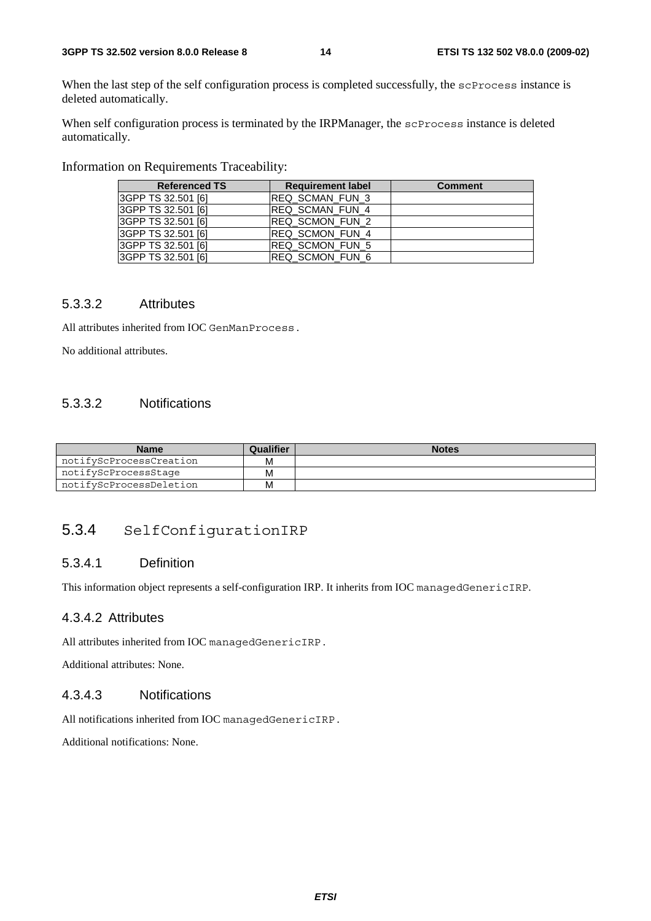When the last step of the self configuration process is completed successfully, the `scProcess` instance is deleted automatically.

When self configuration process is terminated by the IRPManager, the `scProcess` instance is deleted automatically.

Information on Requirements Traceability:

| Referenced TS | Requirement label | Comment |
|---|---|---|
| 3GPP TS 32.501 [6] | REQ_SCMAN_FUN_3 | |
| 3GPP TS 32.501 [6] | REQ_SCMAN_FUN_4 | |
| 3GPP TS 32.501 [6] | REQ_SCMON_FUN_2 | |
| 3GPP TS 32.501 [6] | REQ_SCMON_FUN_4 | |
| 3GPP TS 32.501 [6] | REQ_SCMON_FUN_5 | |
| 3GPP TS 32.501 [6] | REQ_SCMON_FUN_6 | |

#### 5.3.3.2 Attributes

All attributes inherited from IOC `GenManProcess`.

No additional attributes.

#### 5.3.3.2 Notifications

| Name | Qualifier | Notes |
|---|---|---|
| notifyScProcessCreation | M | |
| notifyScProcessStage | M | |
| notifyScProcessDeletion | M | |

### 5.3.4 SelfConfigurationIRP

#### 5.3.4.1 Definition

This information object represents a self-configuration IRP. It inherits from IOC `managedGenericIRP`.

#### 4.3.4.2 Attributes

All attributes inherited from IOC `managedGenericIRP`.

Additional attributes: None.

#### 4.3.4.3 Notifications

All notifications inherited from IOC `managedGenericIRP`.

Additional notifications: None.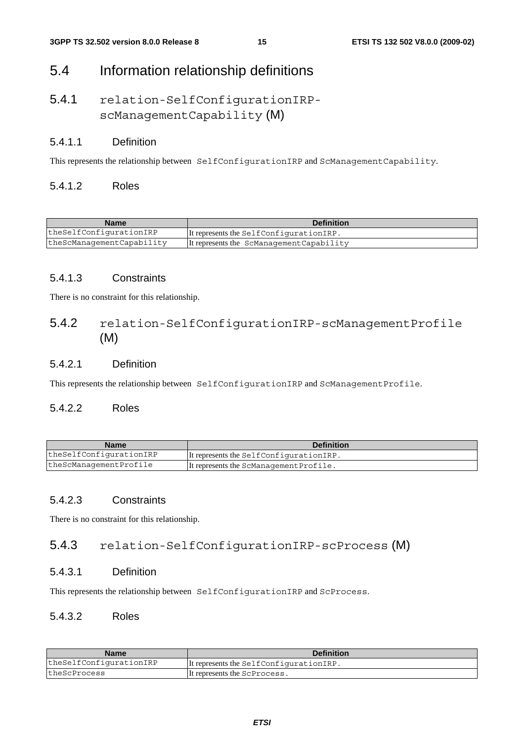## 5.4 Information relationship definitions

### 5.4.1 relation-SelfConfigurationIRP-scManagementCapability (M)

#### 5.4.1.1 Definition

This represents the relationship between SelfConfigurationIRP and ScManagementCapability.

#### 5.4.1.2 Roles

| Name | Definition |
|---|---|
| theSelfConfigurationIRP | It represents the SelfConfigurationIRP. |
| theScManagementCapability | It represents the ScManagementCapability |

#### 5.4.1.3 Constraints

There is no constraint for this relationship.

### 5.4.2 relation-SelfConfigurationIRP-scManagementProfile (M)

#### 5.4.2.1 Definition

This represents the relationship between SelfConfigurationIRP and ScManagementProfile.

#### 5.4.2.2 Roles

| Name | Definition |
|---|---|
| theSelfConfigurationIRP | It represents the SelfConfigurationIRP. |
| theScManagementProfile | It represents the ScManagementProfile. |

#### 5.4.2.3 Constraints

There is no constraint for this relationship.

### 5.4.3 relation-SelfConfigurationIRP-scProcess (M)

#### 5.4.3.1 Definition

This represents the relationship between SelfConfigurationIRP and ScProcess.

#### 5.4.3.2 Roles

| Name | Definition |
|---|---|
| theSelfConfigurationIRP | It represents the SelfConfigurationIRP. |
| theScProcess | It represents the ScProcess. |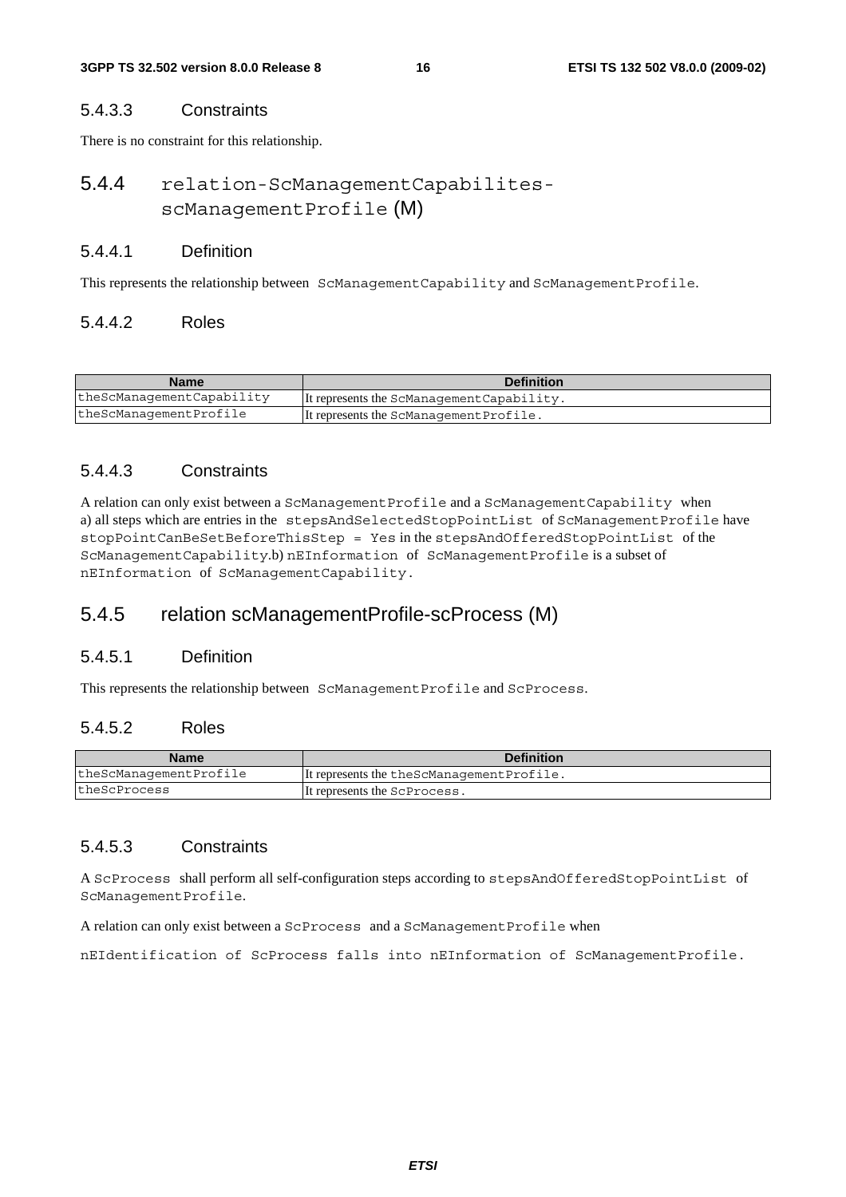#### 5.4.3.3 Constraints

There is no constraint for this relationship.

### 5.4.4 relation-ScManagementCapabilites-scManagementProfile (M)

#### 5.4.4.1 Definition

This represents the relationship between ScManagementCapability and ScManagementProfile.

#### 5.4.4.2 Roles

| Name | Definition |
|---|---|
| theScManagementCapability | It represents the ScManagementCapability. |
| theScManagementProfile | It represents the ScManagementProfile. |

#### 5.4.4.3 Constraints

A relation can only exist between a ScManagementProfile and a ScManagementCapability when a) all steps which are entries in the stepsAndSelectedStopPointList of ScManagementProfile have stopPointCanBeSetBeforeThisStep = Yes in the stepsAndOfferedStopPointList of the ScManagementCapability.b) nEInformation of ScManagementProfile is a subset of nEInformation of ScManagementCapability.

### 5.4.5 relation scManagementProfile-scProcess (M)

#### 5.4.5.1 Definition

This represents the relationship between ScManagementProfile and ScProcess.

#### 5.4.5.2 Roles

| Name | Definition |
|---|---|
| theScManagementProfile | It represents the theScManagementProfile. |
| theScProcess | It represents the ScProcess. |

#### 5.4.5.3 Constraints

A ScProcess shall perform all self-configuration steps according to stepsAndOfferedStopPointList of ScManagementProfile.

A relation can only exist between a ScProcess and a ScManagementProfile when

nEIdentification of ScProcess falls into nEInformation of ScManagementProfile.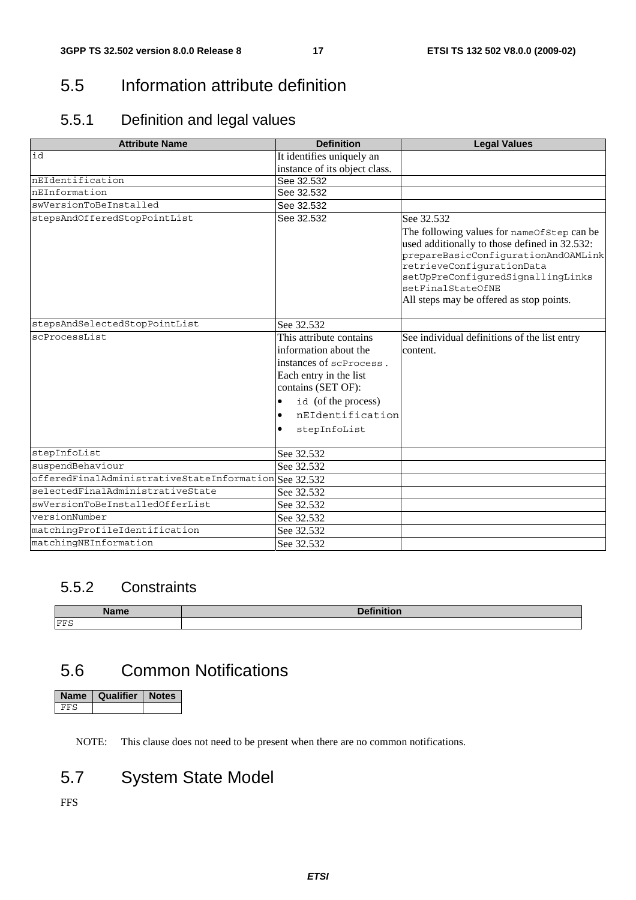## 5.5 Information attribute definition

### 5.5.1 Definition and legal values

| Attribute Name | Definition | Legal Values |
|---|---|---|
| id | It identifies uniquely an instance of its object class. | |
| nEIdentification | See 32.532 | |
| nEInformation | See 32.532 | |
| swVersionToBeInstalled | See 32.532 | |
| stepsAndOfferedStopPointList | See 32.532 | See 32.532<br>The following values for nameOfStep can be used additionally to those defined in 32.532:<br>prepareBasicConfigurationAndOAMLink<br>retrieveConfigurationData<br>setUpPreConfiguredSignallingLinks<br>setFinalStateOfNE<br>All steps may be offered as stop points. |
| stepsAndSelectedStopPointList | See 32.532 | |
| scProcessList | This attribute contains information about the instances of scProcess . Each entry in the list contains (SET OF):<br>• id (of the process)<br>• nEIdentification<br>• stepInfoList | See individual definitions of the list entry content. |
| stepInfoList | See 32.532 | |
| suspendBehaviour | See 32.532 | |
| offeredFinalAdministrativeStateInformation | See 32.532 | |
| selectedFinalAdministrativeState | See 32.532 | |
| swVersionToBeInstalledOfferList | See 32.532 | |
| versionNumber | See 32.532 | |
| matchingProfileIdentification | See 32.532 | |
| matchingNEInformation | See 32.532 | |

### 5.5.2 Constraints

| Name | Definition |
|---|---|
| FFS | |

## 5.6 Common Notifications

| Name | Qualifier | Notes |
|---|---|---|
| FFS | | |

NOTE: This clause does not need to be present when there are no common notifications.

## 5.7 System State Model

FFS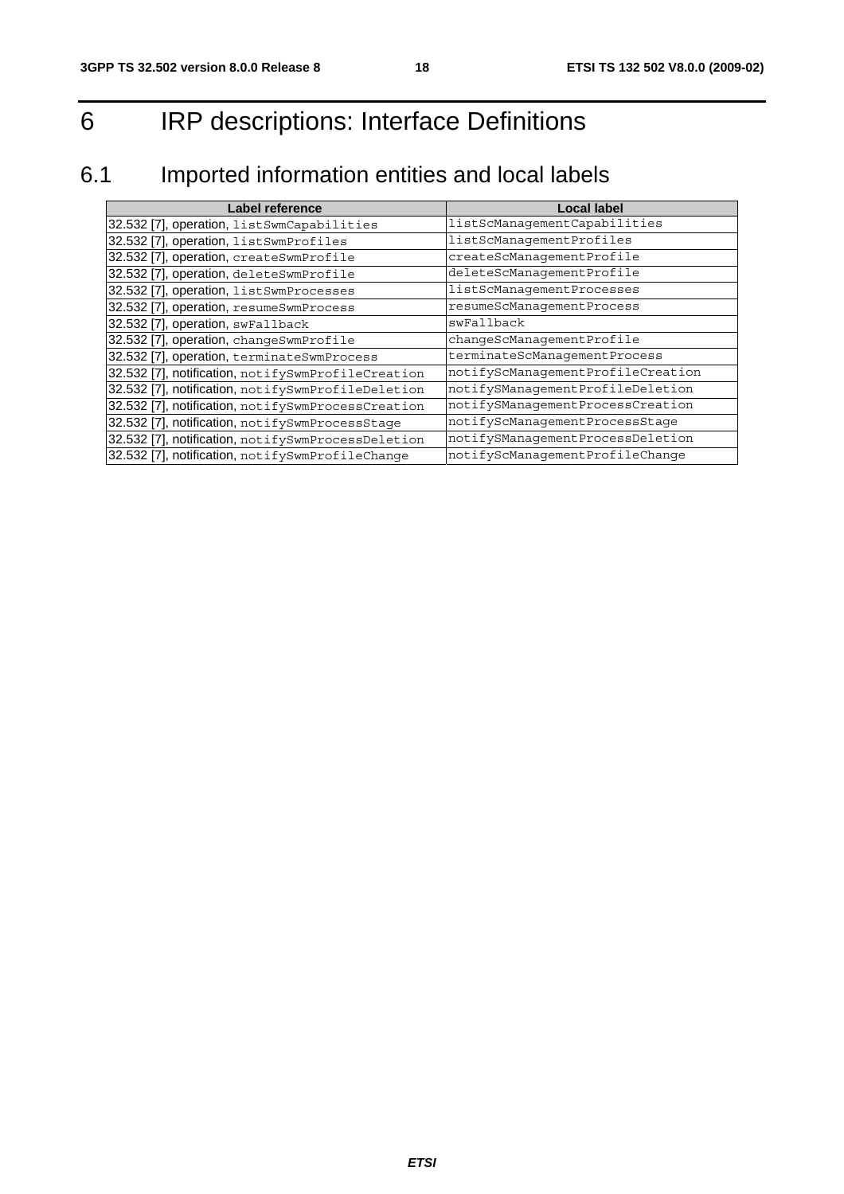# 6 IRP descriptions: Interface Definitions

## 6.1 Imported information entities and local labels

| Label reference | Local label |
|---|---|
| 32.532 [7], operation, `listSwmCapabilities` | `listScManagementCapabilities` |
| 32.532 [7], operation, `listSwmProfiles` | `listScManagementProfiles` |
| 32.532 [7], operation, `createSwmProfile` | `createScManagementProfile` |
| 32.532 [7], operation, `deleteSwmProfile` | `deleteScManagementProfile` |
| 32.532 [7], operation, `listSwmProcesses` | `listScManagementProcesses` |
| 32.532 [7], operation, `resumeSwmProcess` | `resumeScManagementProcess` |
| 32.532 [7], operation, `swFallback` | `swFallback` |
| 32.532 [7], operation, `changeSwmProfile` | `changeScManagementProfile` |
| 32.532 [7], operation, `terminateSwmProcess` | `terminateScManagementProcess` |
| 32.532 [7], notification, `notifySwmProfileCreation` | `notifyScManagementProfileCreation` |
| 32.532 [7], notification, `notifySwmProfileDeletion` | `notifySManagementProfileDeletion` |
| 32.532 [7], notification, `notifySwmProcessCreation` | `notifySManagementProcessCreation` |
| 32.532 [7], notification, `notifySwmProcessStage` | `notifyScManagementProcessStage` |
| 32.532 [7], notification, `notifySwmProcessDeletion` | `notifySManagementProcessDeletion` |
| 32.532 [7], notification, `notifySwmProfileChange` | `notifyScManagementProfileChange` |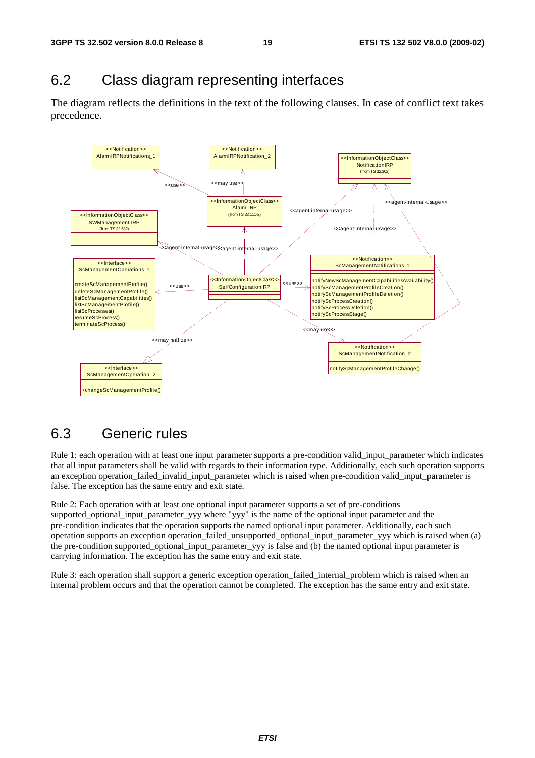## 6.2 Class diagram representing interfaces

The diagram reflects the definitions in the text of the following clauses. In case of conflict text takes precedence.

## 6.3 Generic rules

Rule 1: each operation with at least one input parameter supports a pre-condition valid_input_parameter which indicates that all input parameters shall be valid with regards to their information type. Additionally, each such operation supports an exception operation_failed_invalid_input_parameter which is raised when pre-condition valid_input_parameter is false. The exception has the same entry and exit state.

Rule 2: Each operation with at least one optional input parameter supports a set of pre-conditions supported_optional_input_parameter_yyy where "yyy" is the name of the optional input parameter and the pre-condition indicates that the operation supports the named optional input parameter. Additionally, each such operation supports an exception operation_failed_unsupported_optional_input_parameter_yyy which is raised when (a) the pre-condition supported_optional_input_parameter_yyy is false and (b) the named optional input parameter is carrying information. The exception has the same entry and exit state.

Rule 3: each operation shall support a generic exception operation_failed_internal_problem which is raised when an internal problem occurs and that the operation cannot be completed. The exception has the same entry and exit state.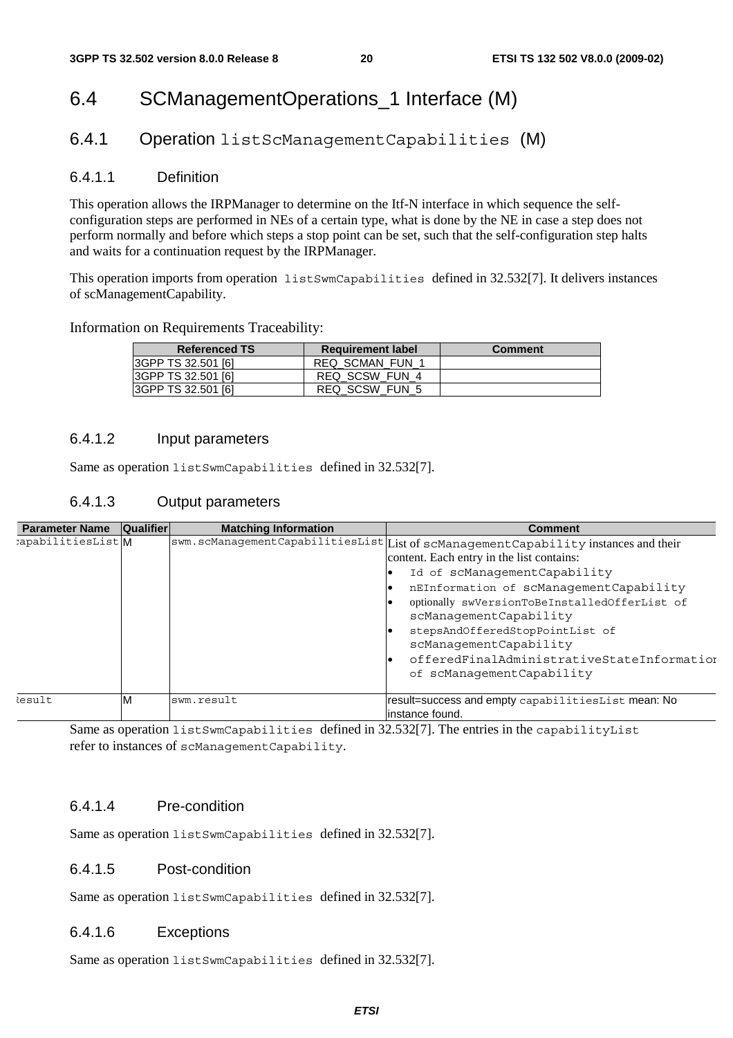## 6.4 SCManagementOperations_1 Interface (M)

### 6.4.1 Operation `listScManagementCapabilities` (M)

#### 6.4.1.1 Definition

This operation allows the IRPManager to determine on the Itf-N interface in which sequence the self-configuration steps are performed in NEs of a certain type, what is done by the NE in case a step does not perform normally and before which steps a stop point can be set, such that the self-configuration step halts and waits for a continuation request by the IRPManager.

This operation imports from operation `listSwmCapabilities` defined in 32.532[7]. It delivers instances of scManagementCapability.

Information on Requirements Traceability:

| Referenced TS | Requirement label | Comment |
|---|---|---|
| 3GPP TS 32.501 [6] | REQ_SCMAN_FUN_1 | |
| 3GPP TS 32.501 [6] | REQ_SCSW_FUN_4 | |
| 3GPP TS 32.501 [6] | REQ_SCSW_FUN_5 | |

#### 6.4.1.2 Input parameters

Same as operation `listSwmCapabilities` defined in 32.532[7].

#### 6.4.1.3 Output parameters

| Parameter Name | Qualifier | Matching Information | Comment |
|---|---|---|---|
| capabilitiesList | M | swm.scManagementCapabilitiesList | List of `scManagementCapability` instances and their content. Each entry in the list contains:<br>• `Id of scManagementCapability`<br>• `nEInformation of scManagementCapability`<br>• optionally `swVersionToBeInstalledOfferList of scManagementCapability`<br>• `stepsAndOfferedStopPointList of scManagementCapability`<br>• `offeredFinalAdministrativeStateInformation of scManagementCapability` |
| Result | M | swm.result | result=success and empty `capabilitiesList` mean: No instance found. |

Same as operation `listSwmCapabilities` defined in 32.532[7]. The entries in the `capabilityList` refer to instances of `scManagementCapability`.

#### 6.4.1.4 Pre-condition

Same as operation `listSwmCapabilities` defined in 32.532[7].

#### 6.4.1.5 Post-condition

Same as operation `listSwmCapabilities` defined in 32.532[7].

#### 6.4.1.6 Exceptions

Same as operation `listSwmCapabilities` defined in 32.532[7].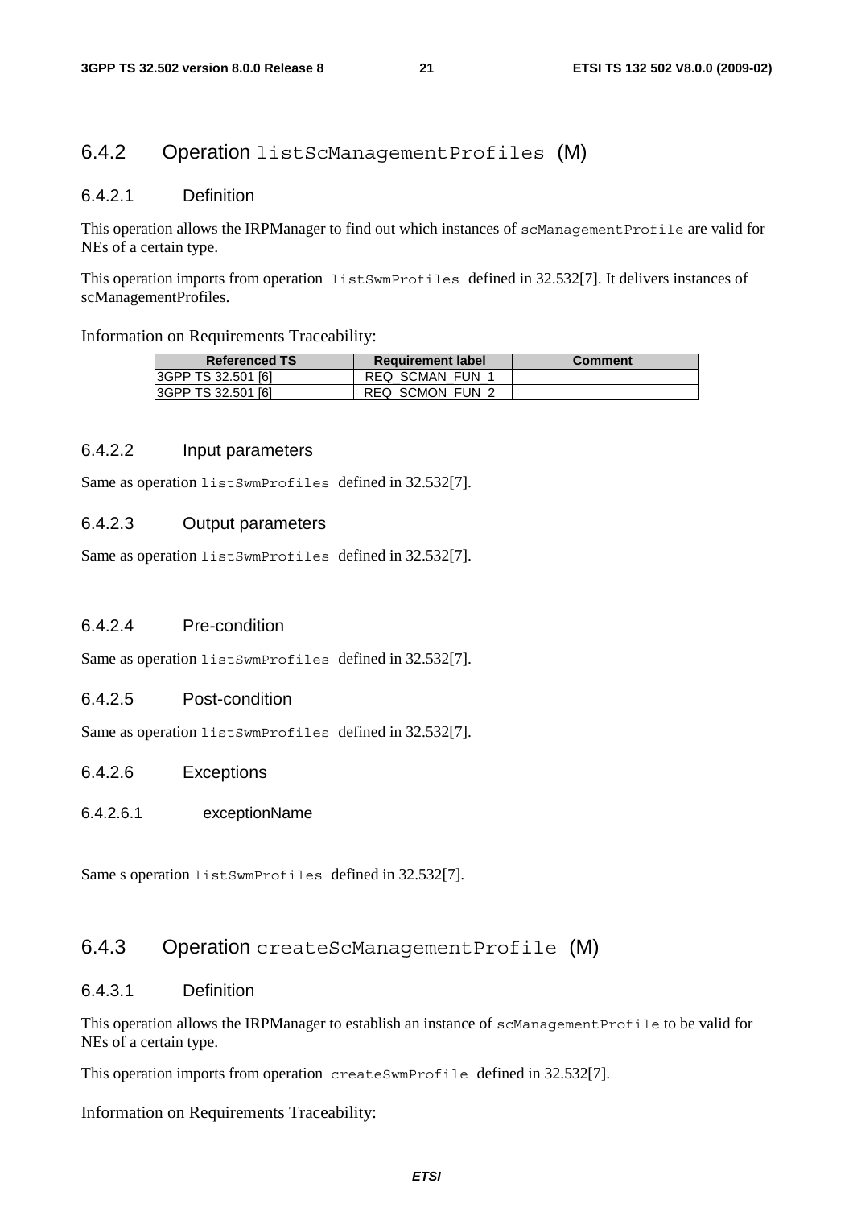### 6.4.2 Operation `listScManagementProfiles` (M)

#### 6.4.2.1 Definition

This operation allows the IRPManager to find out which instances of `scManagementProfile` are valid for NEs of a certain type.

This operation imports from operation `listSwmProfiles` defined in 32.532[7]. It delivers instances of scManagementProfiles.

Information on Requirements Traceability:

| Referenced TS | Requirement label | Comment |
|---|---|---|
| 3GPP TS 32.501 [6] | REQ_SCMAN_FUN_1 | |
| 3GPP TS 32.501 [6] | REQ_SCMON_FUN_2 | |

#### 6.4.2.2 Input parameters

Same as operation `listSwmProfiles` defined in 32.532[7].

#### 6.4.2.3 Output parameters

Same as operation `listSwmProfiles` defined in 32.532[7].

#### 6.4.2.4 Pre-condition

Same as operation `listSwmProfiles` defined in 32.532[7].

#### 6.4.2.5 Post-condition

Same as operation `listSwmProfiles` defined in 32.532[7].

#### 6.4.2.6 Exceptions

##### 6.4.2.6.1 exceptionName

Same s operation `listSwmProfiles` defined in 32.532[7].

### 6.4.3 Operation `createScManagementProfile` (M)

#### 6.4.3.1 Definition

This operation allows the IRPManager to establish an instance of `scManagementProfile` to be valid for NEs of a certain type.

This operation imports from operation `createSwmProfile` defined in 32.532[7].

Information on Requirements Traceability: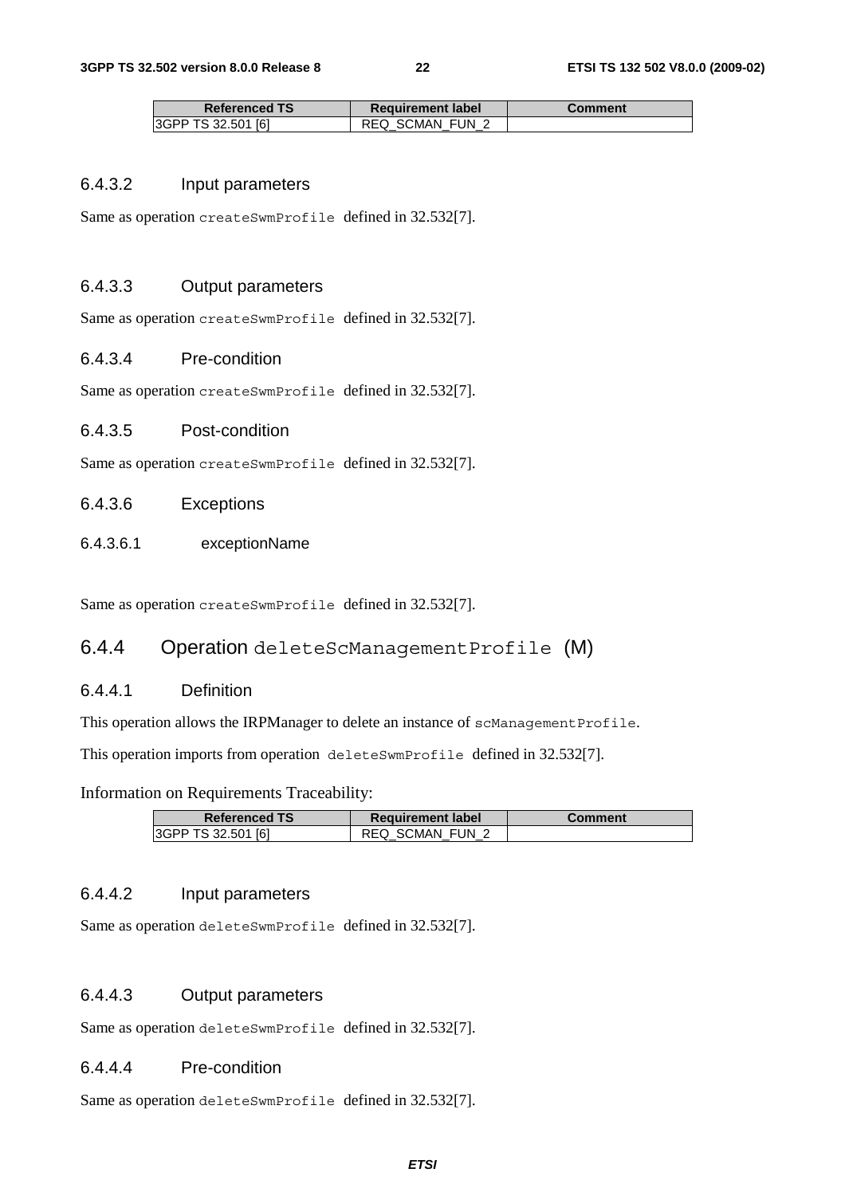| Referenced TS | Requirement label | Comment |
|---|---|---|
| 3GPP TS 32.501 [6] | REQ_SCMAN_FUN_2 | |

#### 6.4.3.2 Input parameters

Same as operation `createSwmProfile` defined in 32.532[7].

#### 6.4.3.3 Output parameters

Same as operation `createSwmProfile` defined in 32.532[7].

#### 6.4.3.4 Pre-condition

Same as operation `createSwmProfile` defined in 32.532[7].

#### 6.4.3.5 Post-condition

Same as operation `createSwmProfile` defined in 32.532[7].

#### 6.4.3.6 Exceptions

##### 6.4.3.6.1 exceptionName

Same as operation `createSwmProfile` defined in 32.532[7].

### 6.4.4 Operation `deleteScManagementProfile` (M)

#### 6.4.4.1 Definition

This operation allows the IRPManager to delete an instance of `scManagementProfile`.

This operation imports from operation `deleteSwmProfile` defined in 32.532[7].

Information on Requirements Traceability:

| Referenced TS | Requirement label | Comment |
|---|---|---|
| 3GPP TS 32.501 [6] | REQ_SCMAN_FUN_2 | |

#### 6.4.4.2 Input parameters

Same as operation `deleteSwmProfile` defined in 32.532[7].

#### 6.4.4.3 Output parameters

Same as operation `deleteSwmProfile` defined in 32.532[7].

#### 6.4.4.4 Pre-condition

Same as operation `deleteSwmProfile` defined in 32.532[7].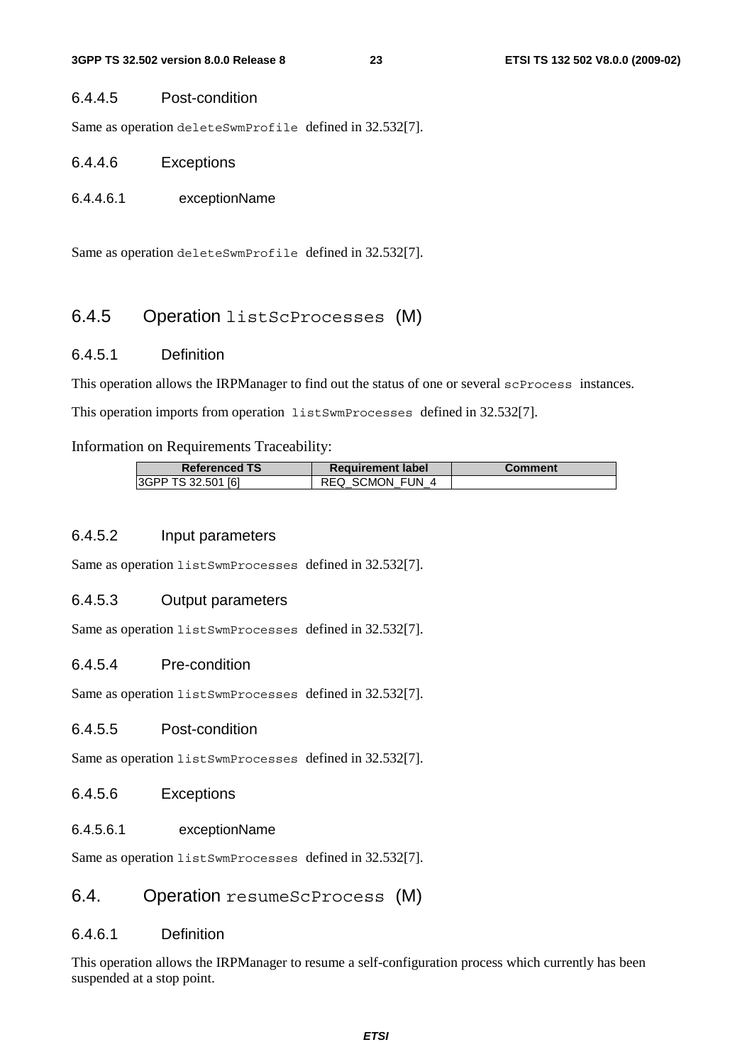#### 6.4.4.5 Post-condition

Same as operation `deleteSwmProfile` defined in 32.532[7].

#### 6.4.4.6 Exceptions

##### 6.4.4.6.1 exceptionName

Same as operation `deleteSwmProfile` defined in 32.532[7].

### 6.4.5 Operation `listScProcesses` (M)

#### 6.4.5.1 Definition

This operation allows the IRPManager to find out the status of one or several `scProcess` instances.

This operation imports from operation `listSwmProcesses` defined in 32.532[7].

Information on Requirements Traceability:

| Referenced TS | Requirement label | Comment |
|---|---|---|
| 3GPP TS 32.501 [6] | REQ_SCMON_FUN_4 | |

#### 6.4.5.2 Input parameters

Same as operation `listSwmProcesses` defined in 32.532[7].

#### 6.4.5.3 Output parameters

Same as operation `listSwmProcesses` defined in 32.532[7].

#### 6.4.5.4 Pre-condition

Same as operation `listSwmProcesses` defined in 32.532[7].

#### 6.4.5.5 Post-condition

Same as operation `listSwmProcesses` defined in 32.532[7].

#### 6.4.5.6 Exceptions

##### 6.4.5.6.1 exceptionName

Same as operation `listSwmProcesses` defined in 32.532[7].

### 6.4. Operation `resumeScProcess` (M)

#### 6.4.6.1 Definition

This operation allows the IRPManager to resume a self-configuration process which currently has been suspended at a stop point.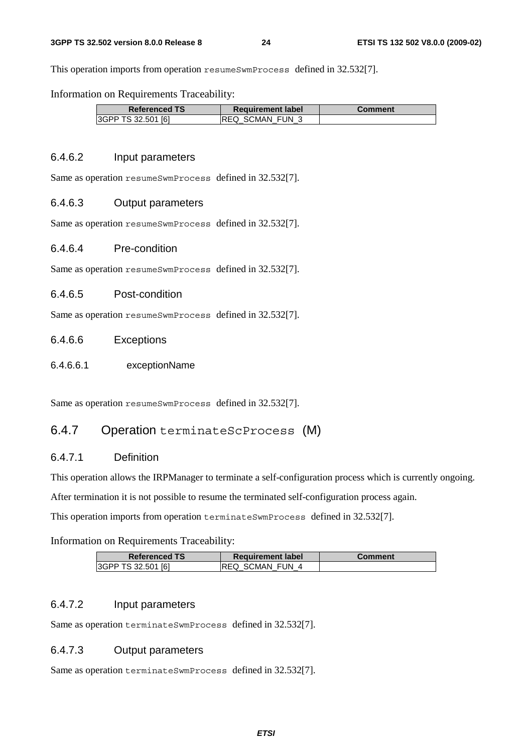This operation imports from operation `resumeSwmProcess` defined in 32.532[7].

Information on Requirements Traceability:

| Referenced TS | Requirement label | Comment |
|---|---|---|
| 3GPP TS 32.501 [6] | REQ_SCMAN_FUN_3 | |

### 6.4.6.2 Input parameters

Same as operation `resumeSwmProcess` defined in 32.532[7].

### 6.4.6.3 Output parameters

Same as operation `resumeSwmProcess` defined in 32.532[7].

### 6.4.6.4 Pre-condition

Same as operation `resumeSwmProcess` defined in 32.532[7].

### 6.4.6.5 Post-condition

Same as operation `resumeSwmProcess` defined in 32.532[7].

### 6.4.6.6 Exceptions

#### 6.4.6.6.1 exceptionName

Same as operation `resumeSwmProcess` defined in 32.532[7].

## 6.4.7 Operation `terminateScProcess` (M)

### 6.4.7.1 Definition

This operation allows the IRPManager to terminate a self-configuration process which is currently ongoing.

After termination it is not possible to resume the terminated self-configuration process again.

This operation imports from operation `terminateSwmProcess` defined in 32.532[7].

Information on Requirements Traceability:

| Referenced TS | Requirement label | Comment |
|---|---|---|
| 3GPP TS 32.501 [6] | REQ_SCMAN_FUN_4 | |

### 6.4.7.2 Input parameters

Same as operation `terminateSwmProcess` defined in 32.532[7].

### 6.4.7.3 Output parameters

Same as operation `terminateSwmProcess` defined in 32.532[7].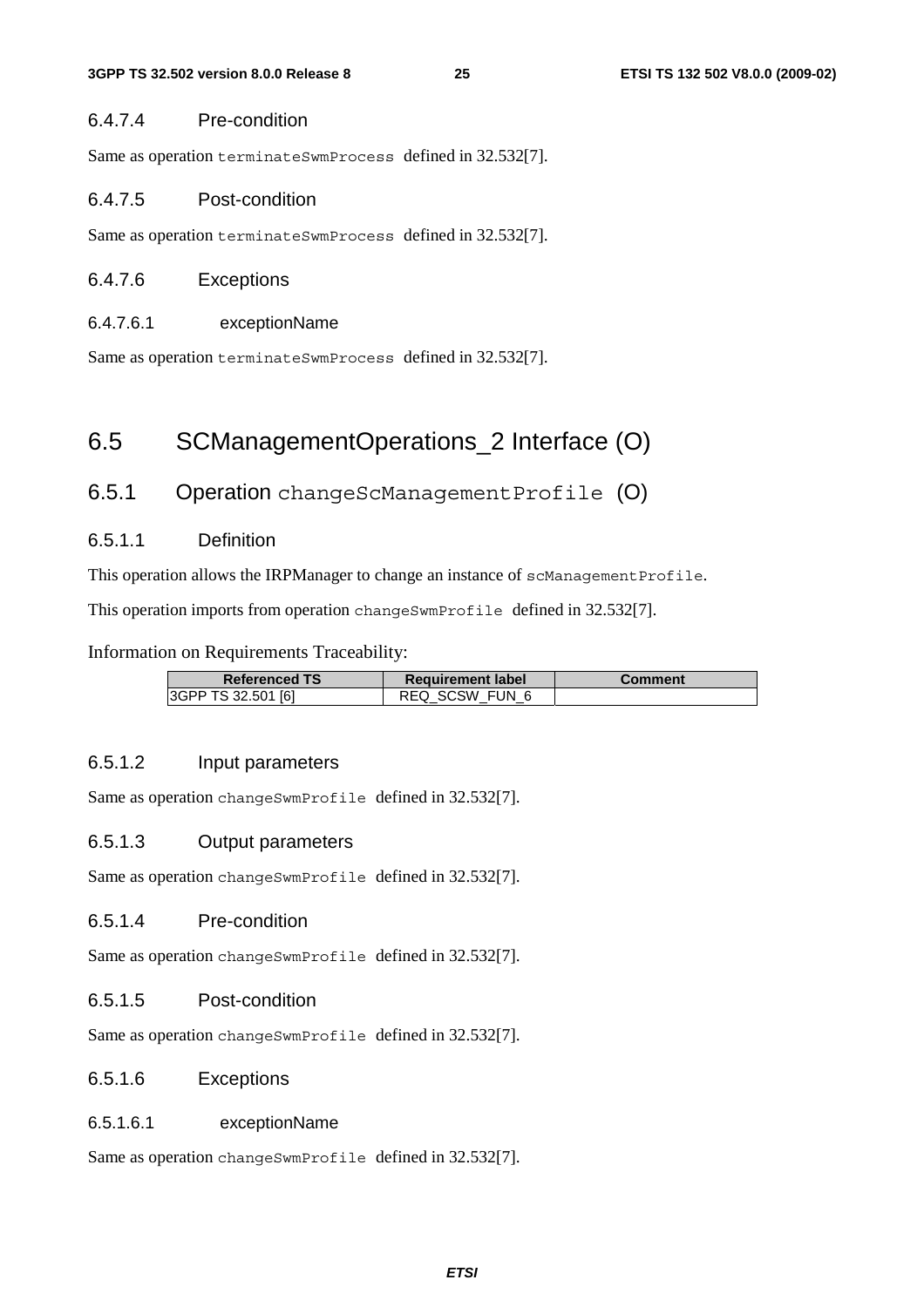#### 6.4.7.4 Pre-condition

Same as operation `terminateSwmProcess` defined in 32.532[7].

#### 6.4.7.5 Post-condition

Same as operation `terminateSwmProcess` defined in 32.532[7].

#### 6.4.7.6 Exceptions

##### 6.4.7.6.1 exceptionName

Same as operation `terminateSwmProcess` defined in 32.532[7].

## 6.5 SCManagementOperations_2 Interface (O)

### 6.5.1 Operation `changeScManagementProfile` (O)

#### 6.5.1.1 Definition

This operation allows the IRPManager to change an instance of `scManagementProfile`.

This operation imports from operation `changeSwmProfile` defined in 32.532[7].

Information on Requirements Traceability:

| Referenced TS | Requirement label | Comment |
|---|---|---|
| 3GPP TS 32.501 [6] | REQ_SCSW_FUN_6 | |

#### 6.5.1.2 Input parameters

Same as operation `changeSwmProfile` defined in 32.532[7].

#### 6.5.1.3 Output parameters

Same as operation `changeSwmProfile` defined in 32.532[7].

#### 6.5.1.4 Pre-condition

Same as operation `changeSwmProfile` defined in 32.532[7].

#### 6.5.1.5 Post-condition

Same as operation `changeSwmProfile` defined in 32.532[7].

#### 6.5.1.6 Exceptions

##### 6.5.1.6.1 exceptionName

Same as operation `changeSwmProfile` defined in 32.532[7].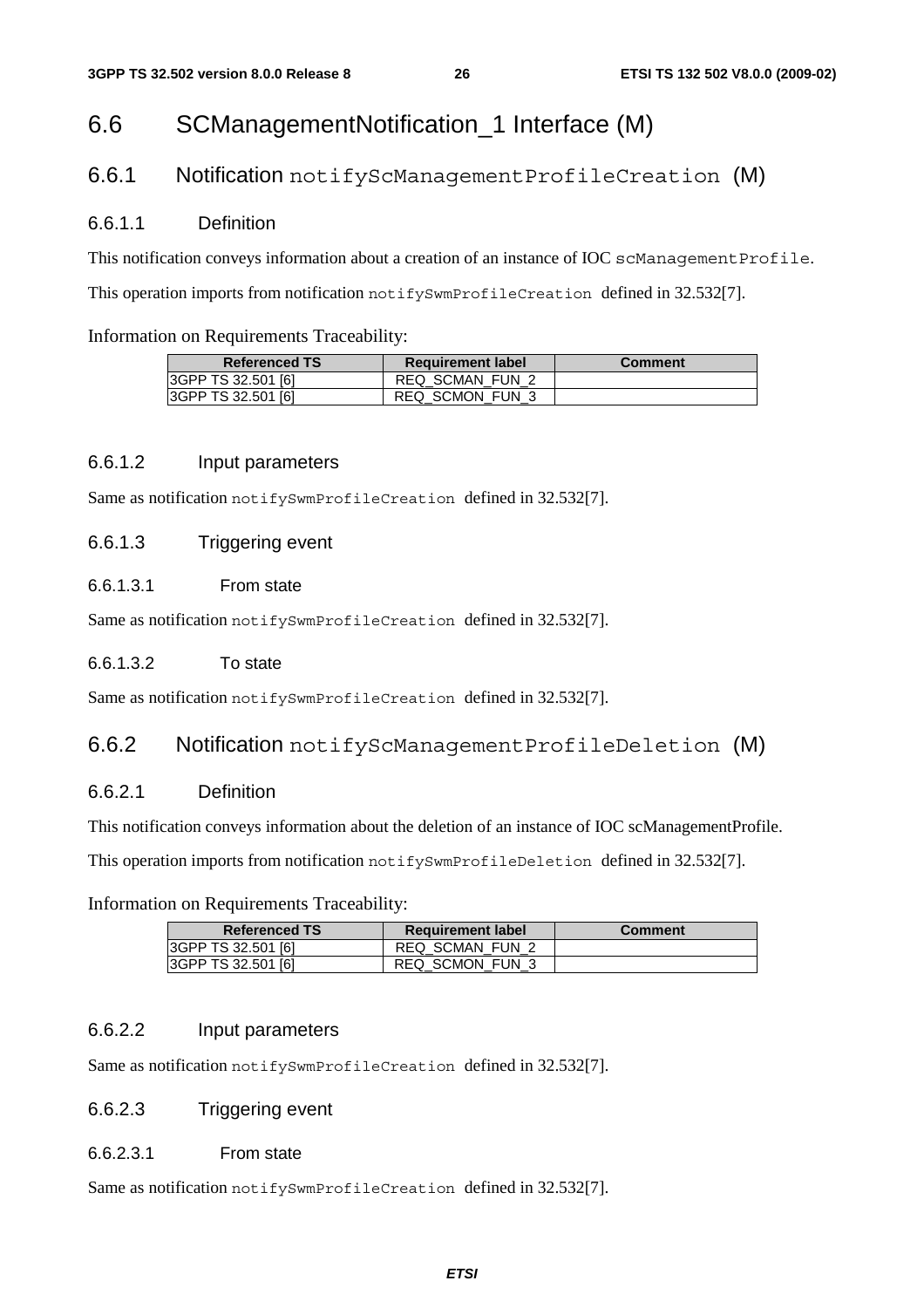## 6.6 SCManagementNotification_1 Interface (M)

### 6.6.1 Notification `notifyScManagementProfileCreation` (M)

#### 6.6.1.1 Definition

This notification conveys information about a creation of an instance of IOC `scManagementProfile`.

This operation imports from notification `notifySwmProfileCreation` defined in 32.532[7].

Information on Requirements Traceability:

| Referenced TS | Requirement label | Comment |
|---|---|---|
| 3GPP TS 32.501 [6] | REQ_SCMAN_FUN_2 | |
| 3GPP TS 32.501 [6] | REQ_SCMON_FUN_3 | |

#### 6.6.1.2 Input parameters

Same as notification `notifySwmProfileCreation` defined in 32.532[7].

#### 6.6.1.3 Triggering event

##### 6.6.1.3.1 From state

Same as notification `notifySwmProfileCreation` defined in 32.532[7].

##### 6.6.1.3.2 To state

Same as notification `notifySwmProfileCreation` defined in 32.532[7].

### 6.6.2 Notification `notifyScManagementProfileDeletion` (M)

#### 6.6.2.1 Definition

This notification conveys information about the deletion of an instance of IOC scManagementProfile.

This operation imports from notification `notifySwmProfileDeletion` defined in 32.532[7].

Information on Requirements Traceability:

| Referenced TS | Requirement label | Comment |
|---|---|---|
| 3GPP TS 32.501 [6] | REQ_SCMAN_FUN_2 | |
| 3GPP TS 32.501 [6] | REQ_SCMON_FUN_3 | |

#### 6.6.2.2 Input parameters

Same as notification `notifySwmProfileCreation` defined in 32.532[7].

#### 6.6.2.3 Triggering event

##### 6.6.2.3.1 From state

Same as notification `notifySwmProfileCreation` defined in 32.532[7].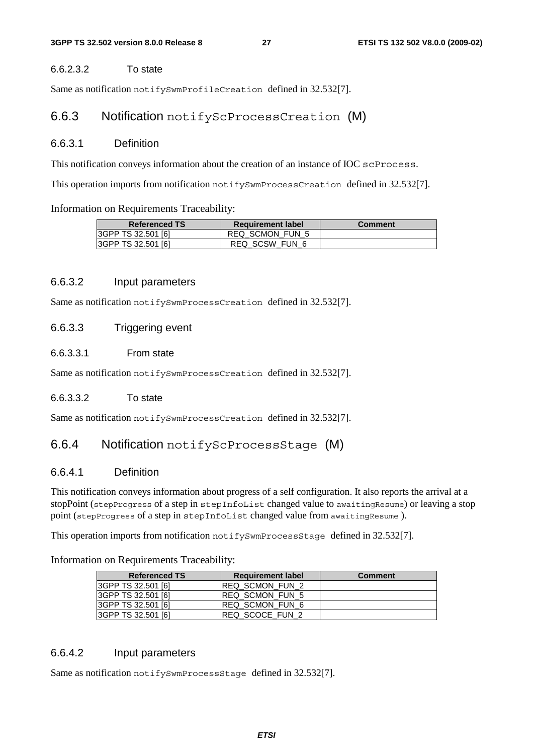#### 6.6.2.3.2 To state

Same as notification `notifySwmProfileCreation` defined in 32.532[7].

### 6.6.3 Notification `notifyScProcessCreation` (M)

#### 6.6.3.1 Definition

This notification conveys information about the creation of an instance of IOC `scProcess`.

This operation imports from notification `notifySwmProcessCreation` defined in 32.532[7].

Information on Requirements Traceability:

| Referenced TS | Requirement label | Comment |
|---|---|---|
| 3GPP TS 32.501 [6] | REQ_SCMON_FUN_5 | |
| 3GPP TS 32.501 [6] | REQ_SCSW_FUN_6 | |

#### 6.6.3.2 Input parameters

Same as notification `notifySwmProcessCreation` defined in 32.532[7].

#### 6.6.3.3 Triggering event

##### 6.6.3.3.1 From state

Same as notification `notifySwmProcessCreation` defined in 32.532[7].

##### 6.6.3.3.2 To state

Same as notification `notifySwmProcessCreation` defined in 32.532[7].

### 6.6.4 Notification `notifyScProcessStage` (M)

#### 6.6.4.1 Definition

This notification conveys information about progress of a self configuration. It also reports the arrival at a stopPoint (`stepProgress` of a step in `stepInfoList` changed value to `awaitingResume`) or leaving a stop point (`stepProgress` of a step in `stepInfoList` changed value from `awaitingResume` ).

This operation imports from notification `notifySwmProcessStage` defined in 32.532[7].

Information on Requirements Traceability:

| Referenced TS | Requirement label | Comment |
|---|---|---|
| 3GPP TS 32.501 [6] | REQ_SCMON_FUN_2 | |
| 3GPP TS 32.501 [6] | REQ_SCMON_FUN_5 | |
| 3GPP TS 32.501 [6] | REQ_SCMON_FUN_6 | |
| 3GPP TS 32.501 [6] | REQ_SCOCE_FUN_2 | |

#### 6.6.4.2 Input parameters

Same as notification `notifySwmProcessStage` defined in 32.532[7].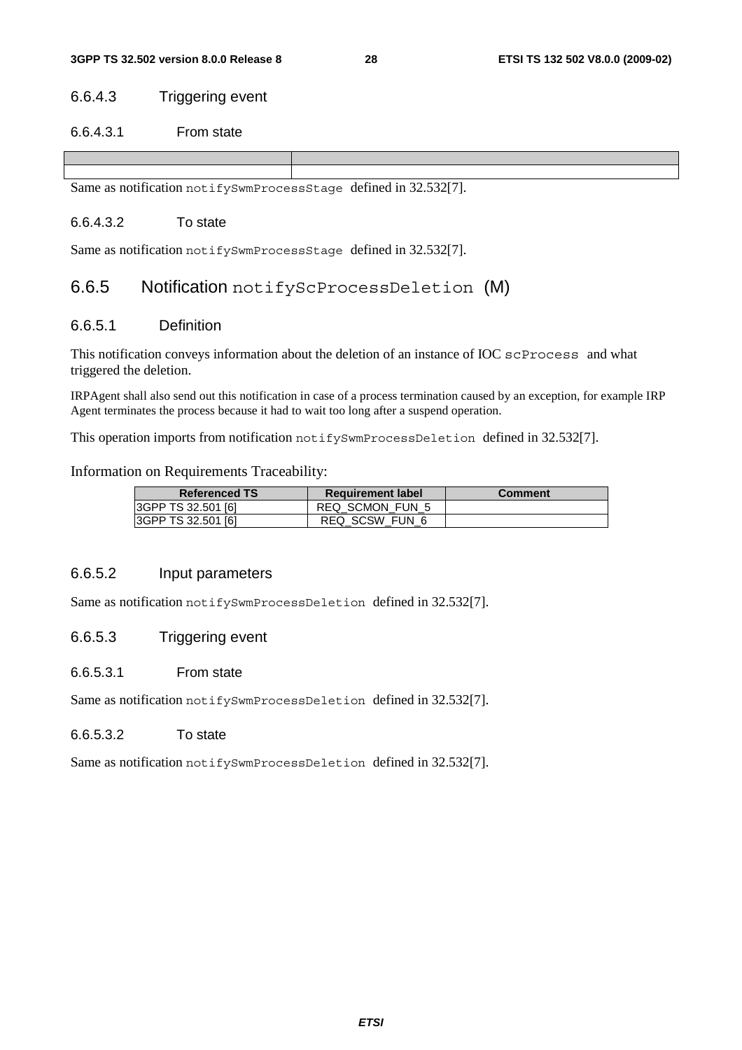#### 6.6.4.3 Triggering event

##### 6.6.4.3.1 From state

| | |
|---|---|
| | |

Same as notification notifySwmProcessStage defined in 32.532[7].

##### 6.6.4.3.2 To state

Same as notification notifySwmProcessStage defined in 32.532[7].

### 6.6.5 Notification notifyScProcessDeletion (M)

#### 6.6.5.1 Definition

This notification conveys information about the deletion of an instance of IOC scProcess and what triggered the deletion.

IRPAgent shall also send out this notification in case of a process termination caused by an exception, for example IRP Agent terminates the process because it had to wait too long after a suspend operation.

This operation imports from notification notifySwmProcessDeletion defined in 32.532[7].

Information on Requirements Traceability:

| Referenced TS | Requirement label | Comment |
|---|---|---|
| 3GPP TS 32.501 [6] | REQ_SCMON_FUN_5 | |
| 3GPP TS 32.501 [6] | REQ_SCSW_FUN_6 | |

#### 6.6.5.2 Input parameters

Same as notification notifySwmProcessDeletion defined in 32.532[7].

#### 6.6.5.3 Triggering event

##### 6.6.5.3.1 From state

Same as notification notifySwmProcessDeletion defined in 32.532[7].

##### 6.6.5.3.2 To state

Same as notification notifySwmProcessDeletion defined in 32.532[7].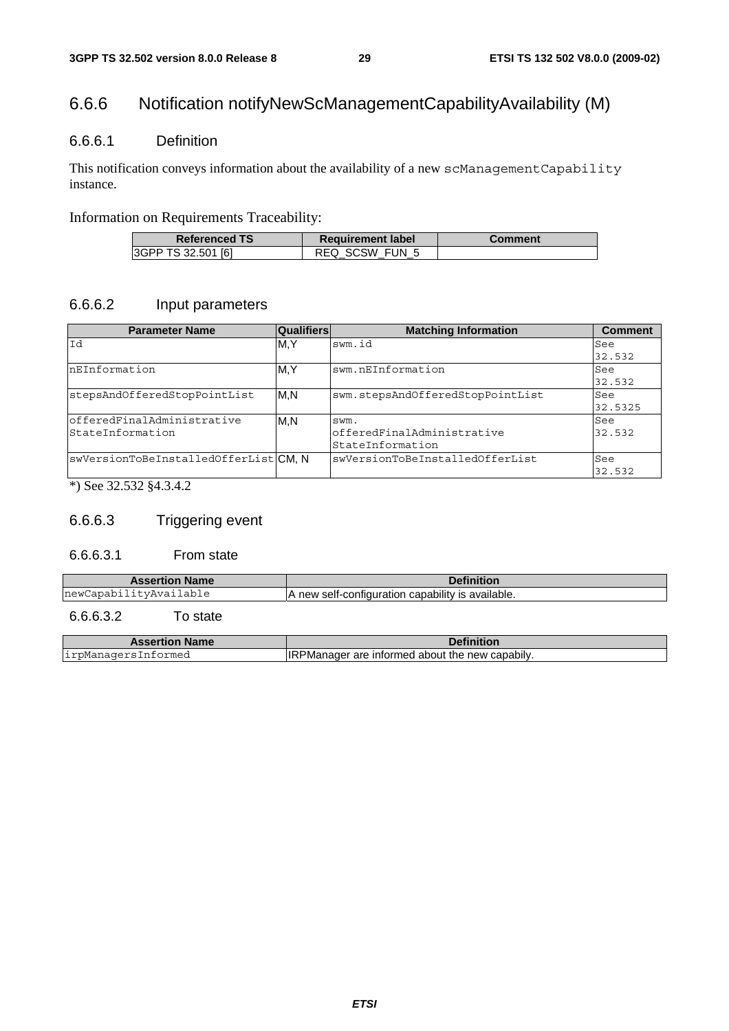## 6.6.6 Notification notifyNewScManagementCapabilityAvailability (M)

### 6.6.6.1 Definition

This notification conveys information about the availability of a new `scManagementCapability` instance.

Information on Requirements Traceability:

| Referenced TS | Requirement label | Comment |
|---|---|---|
| 3GPP TS 32.501 [6] | REQ_SCSW_FUN_5 | |

### 6.6.6.2 Input parameters

| Parameter Name | Qualifiers | Matching Information | Comment |
|---|---|---|---|
| Id | M,Y | swm.id | See 32.532 |
| nEInformation | M,Y | swm.nEInformation | See 32.532 |
| stepsAndOfferedStopPointList | M,N | swm.stepsAndOfferedStopPointList | See 32.5325 |
| offeredFinalAdministrative StateInformation | M,N | swm. offeredFinalAdministrative StateInformation | See 32.532 |
| swVersionToBeInstalledOfferList | CM, N | swVersionToBeInstalledOfferList | See 32.532 |

*) See 32.532 §4.3.4.2

### 6.6.6.3 Triggering event

#### 6.6.6.3.1 From state

| Assertion Name | Definition |
|---|---|
| newCapabilityAvailable | A new self-configuration capability is available. |

#### 6.6.6.3.2 To state

| Assertion Name | Definition |
|---|---|
| irpManagersInformed | IRPManager are informed about the new capabily. |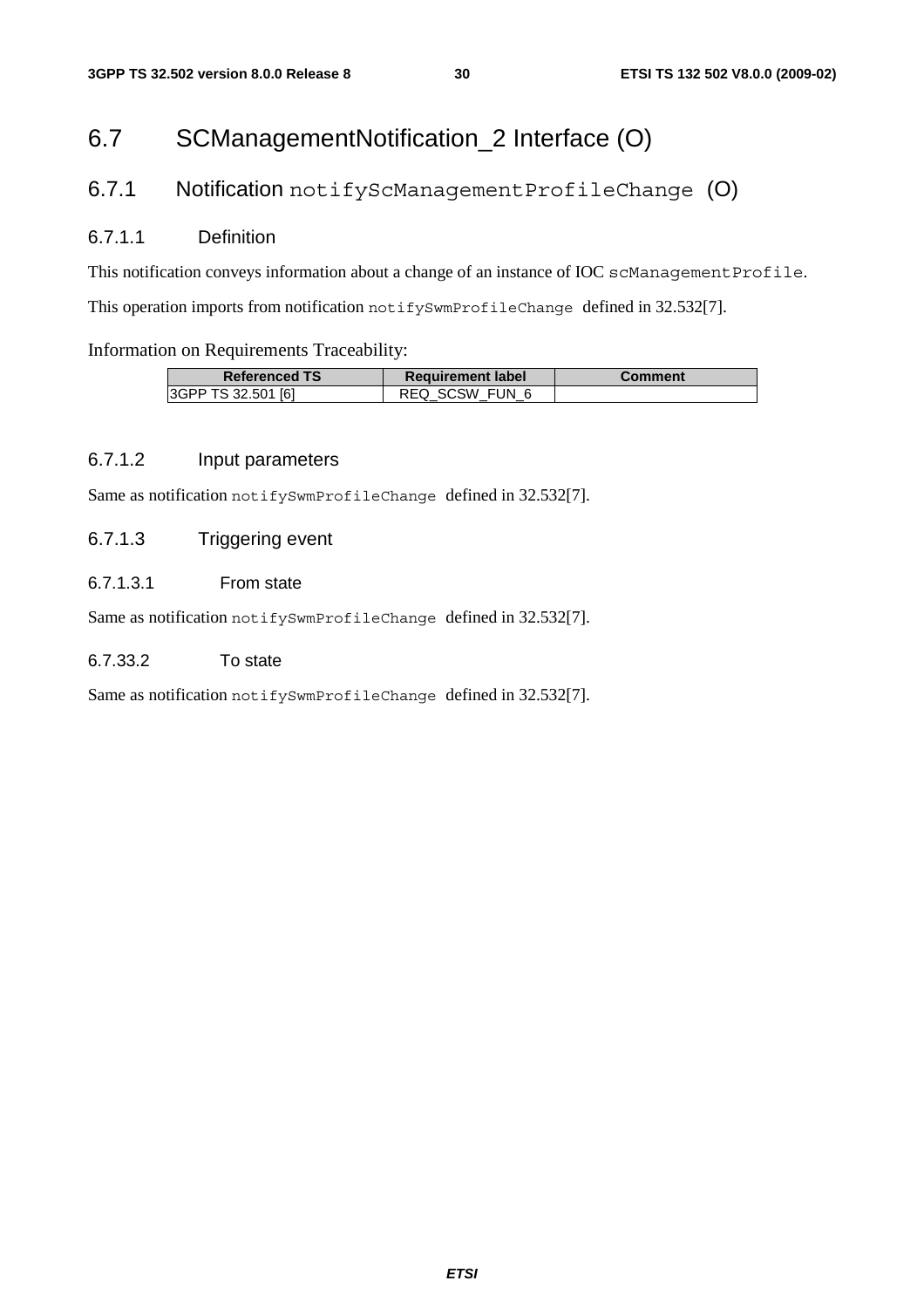# 6.7 SCManagementNotification_2 Interface (O)

## 6.7.1 Notification `notifyScManagementProfileChange` (O)

### 6.7.1.1 Definition

This notification conveys information about a change of an instance of IOC `scManagementProfile`.

This operation imports from notification `notifySwmProfileChange` defined in 32.532[7].

Information on Requirements Traceability:

| Referenced TS | Requirement label | Comment |
|---|---|---|
| 3GPP TS 32.501 [6] | REQ_SCSW_FUN_6 | |

### 6.7.1.2 Input parameters

Same as notification `notifySwmProfileChange` defined in 32.532[7].

### 6.7.1.3 Triggering event

#### 6.7.1.3.1 From state

Same as notification `notifySwmProfileChange` defined in 32.532[7].

#### 6.7.33.2 To state

Same as notification `notifySwmProfileChange` defined in 32.532[7].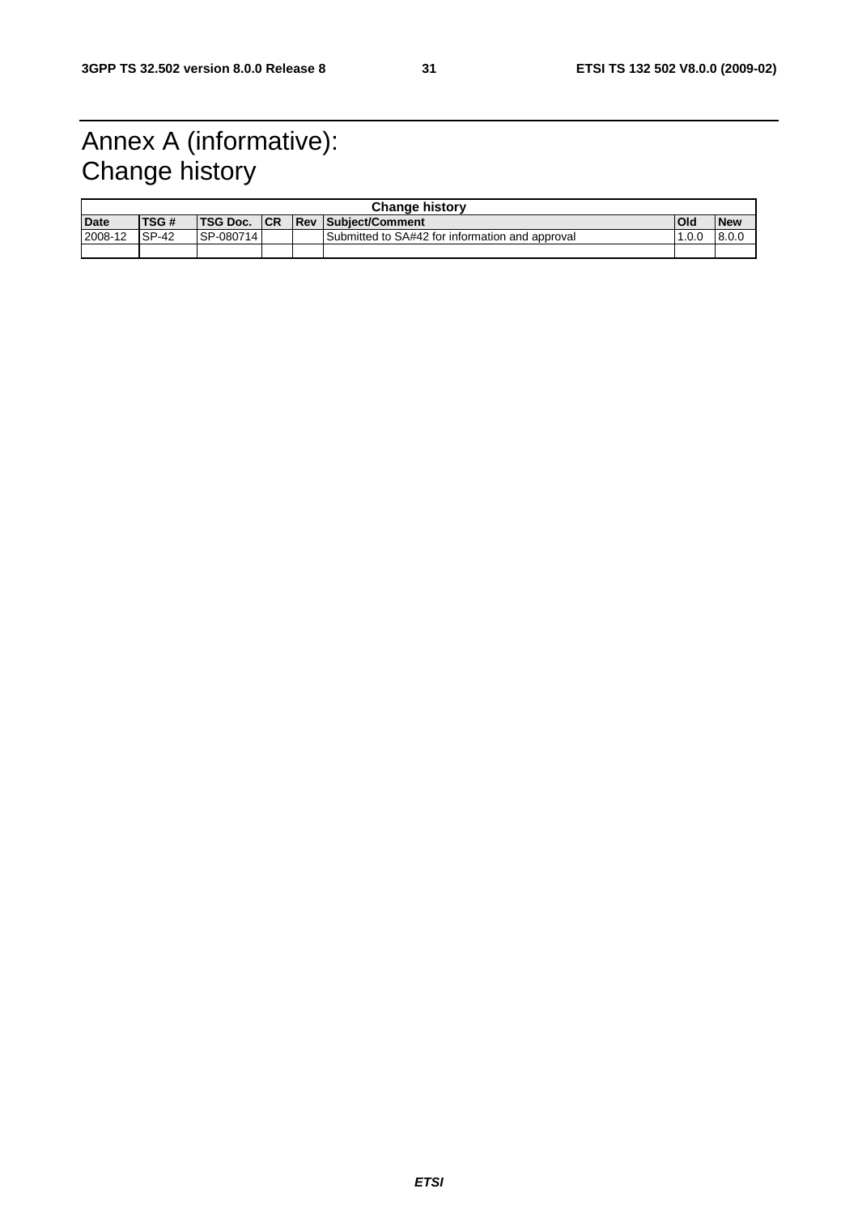# Annex A (informative): Change history

| Change history | | | | | | | |
|---|---|---|---|---|---|---|---|
| **Date** | **TSG #** | **TSG Doc.** | **CR** | **Rev** | **Subject/Comment** | **Old** | **New** |
| 2008-12 | SP-42 | SP-080714 | | | Submitted to SA#42 for information and approval | 1.0.0 | 8.0.0 |
| | | | | | | | |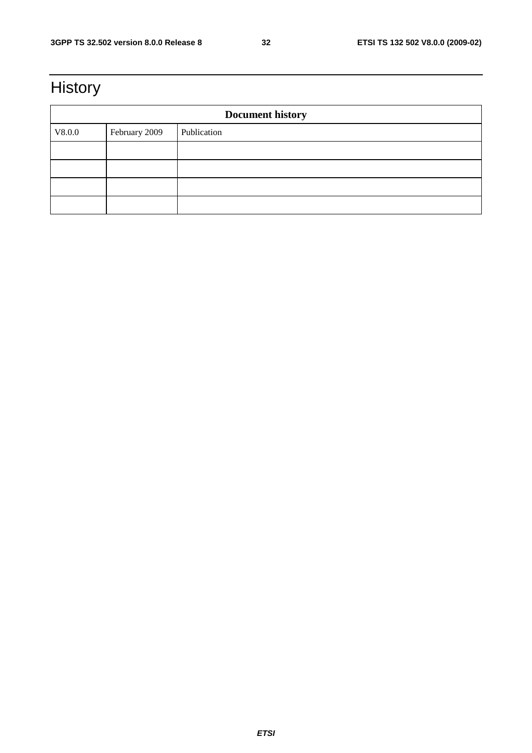# History

| Document history | | |
|---|---|---|
| V8.0.0 | February 2009 | Publication |
| | | |
| | | |
| | | |
| | | |